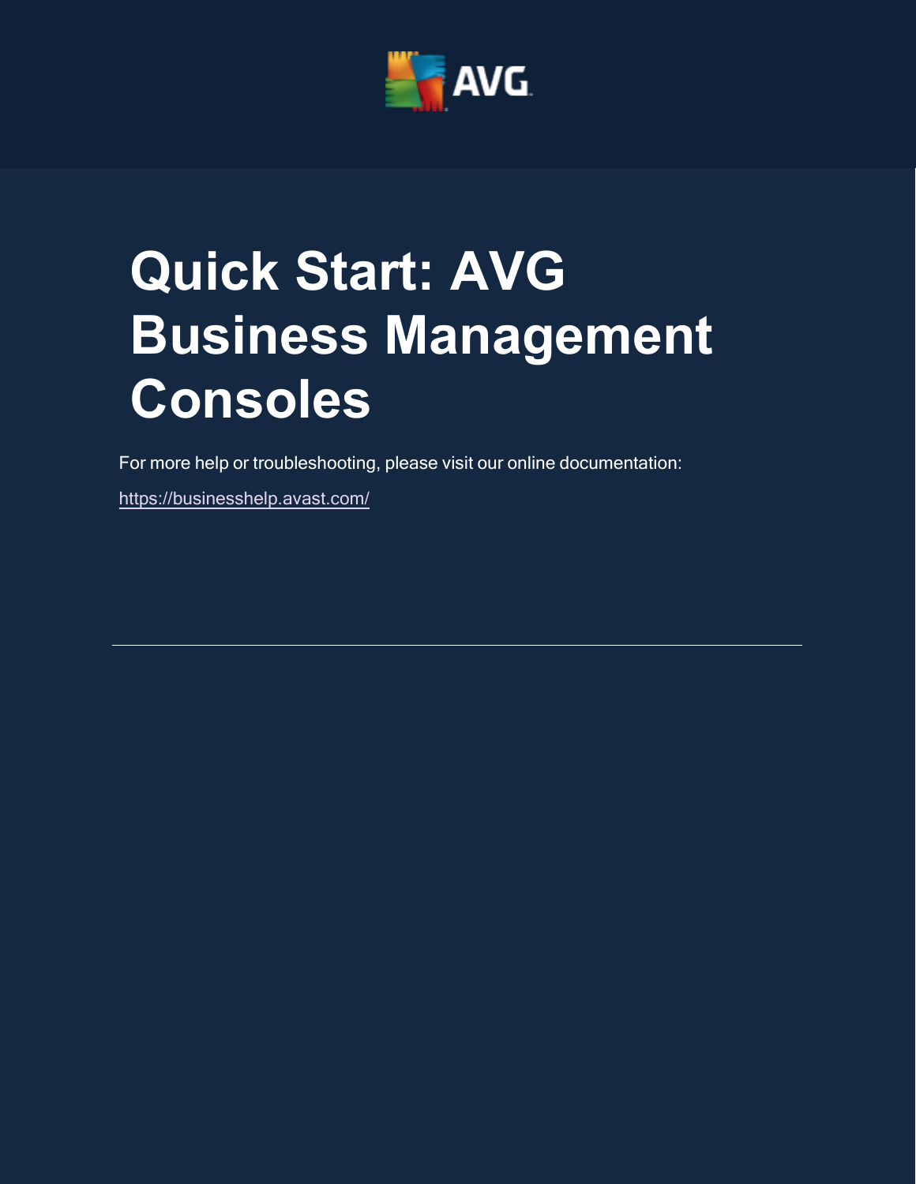# Quick Start: AVG Business Management Consoles

For more help or troubleshooting, please visit our online documentation:

https://businesshelp.avast.com/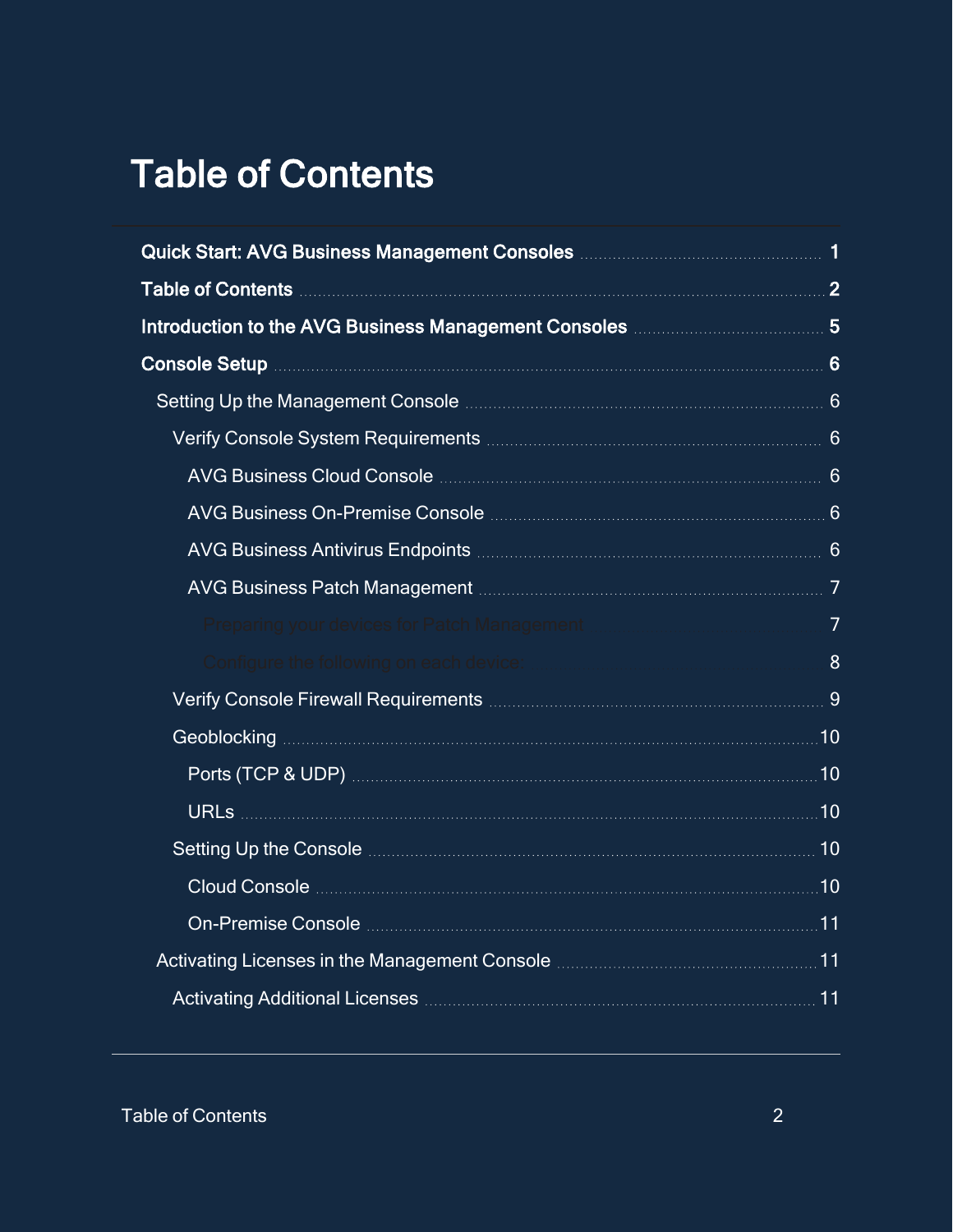# Table of Contents

| | |
|---|---|
| **Quick Start: AVG Business Management Consoles** | **1** |
| **Table of Contents** | **2** |
| **Introduction to the AVG Business Management Consoles** | **5** |
| **Console Setup** | **6** |
| Setting Up the Management Console | 6 |
| Verify Console System Requirements | 6 |
| AVG Business Cloud Console | 6 |
| AVG Business On-Premise Console | 6 |
| AVG Business Antivirus Endpoints | 6 |
| AVG Business Patch Management | 7 |
| Preparing your devices for Patch Management | 7 |
| Configure the following on each device: | 8 |
| Verify Console Firewall Requirements | 9 |
| Geoblocking | 10 |
| Ports (TCP & UDP) | 10 |
| URLs | 10 |
| Setting Up the Console | 10 |
| Cloud Console | 10 |
| On-Premise Console | 11 |
| Activating Licenses in the Management Console | 11 |
| Activating Additional Licenses | 11 |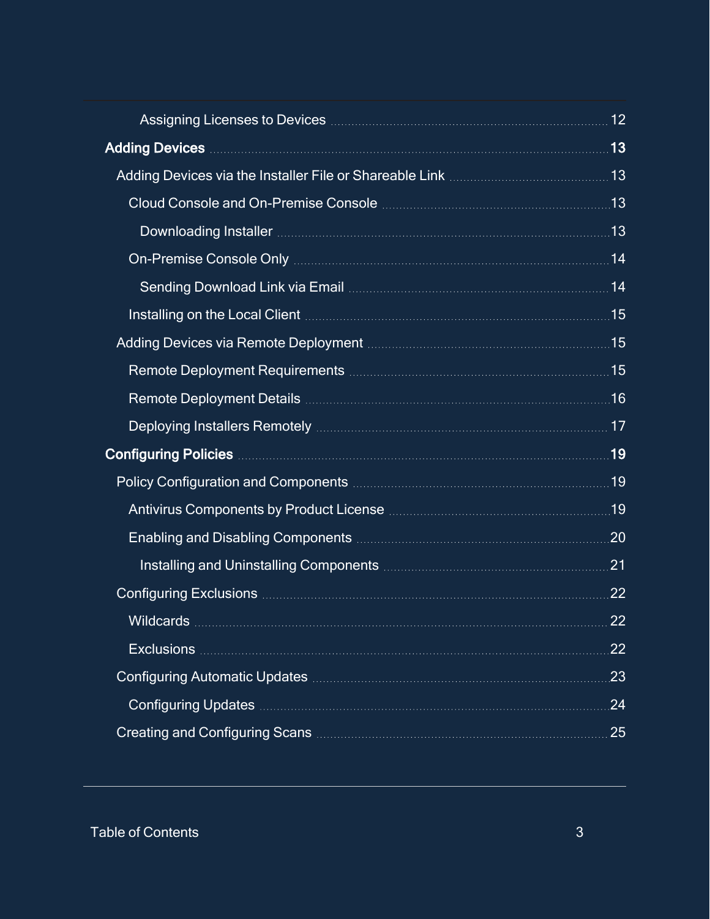- Assigning Licenses to Devices ... 12
- **Adding Devices ... 13**
  - Adding Devices via the Installer File or Shareable Link ... 13
    - Cloud Console and On-Premise Console ... 13
      - Downloading Installer ... 13
    - On-Premise Console Only ... 14
      - Sending Download Link via Email ... 14
    - Installing on the Local Client ... 15
  - Adding Devices via Remote Deployment ... 15
    - Remote Deployment Requirements ... 15
    - Remote Deployment Details ... 16
    - Deploying Installers Remotely ... 17
- **Configuring Policies ... 19**
  - Policy Configuration and Components ... 19
    - Antivirus Components by Product License ... 19
    - Enabling and Disabling Components ... 20
      - Installing and Uninstalling Components ... 21
  - Configuring Exclusions ... 22
    - Wildcards ... 22
    - Exclusions ... 22
  - Configuring Automatic Updates ... 23
    - Configuring Updates ... 24
  - Creating and Configuring Scans ... 25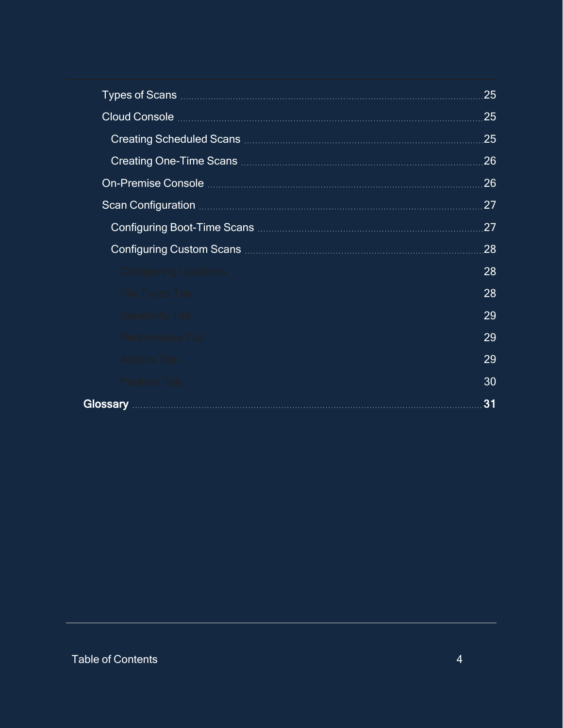- Types of Scans ........ 25
- Cloud Console ........ 25
  - Creating Scheduled Scans ........ 25
  - Creating One-Time Scans ........ 26
- On-Premise Console ........ 26
- Scan Configuration ........ 27
  - Configuring Boot-Time Scans ........ 27
  - Configuring Custom Scans ........ 28
    - Configuring Locations ........ 28
    - File Types Tab ........ 28
    - Sensitivity Tab ........ 29
    - Performance Tab ........ 29
    - Actions Tab ........ 29
    - Packers Tab ........ 30

**Glossary** ........ **31**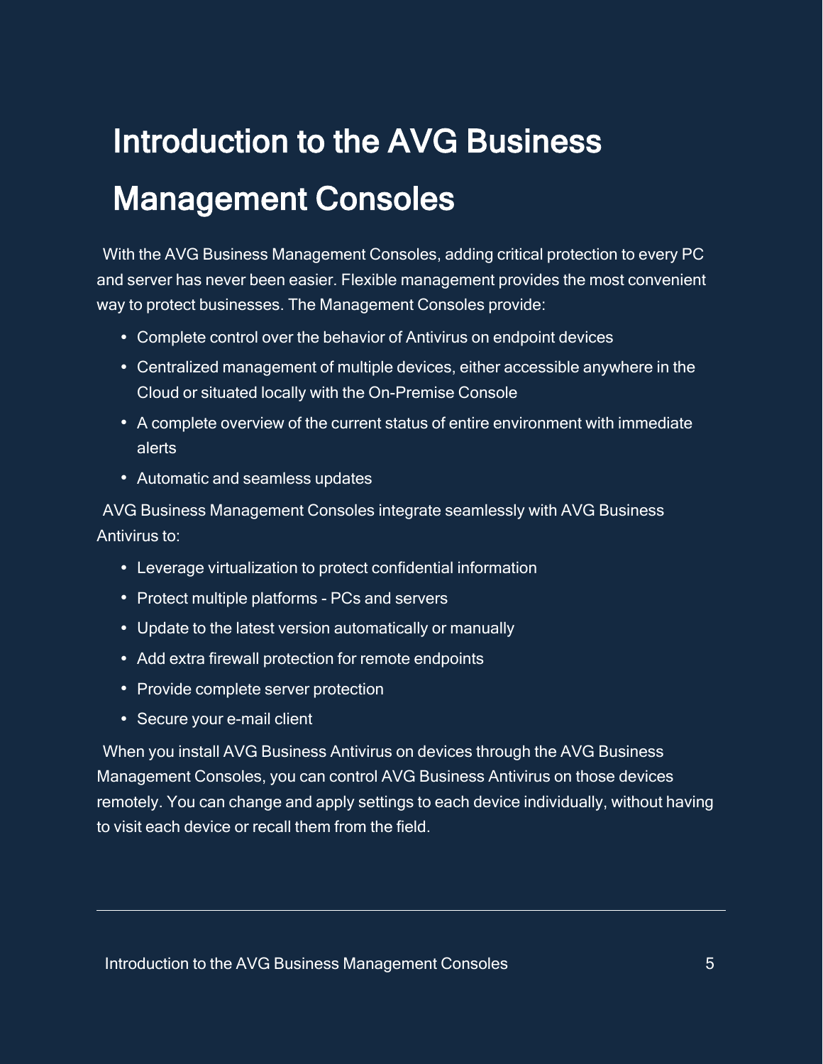# Introduction to the AVG Business Management Consoles

With the AVG Business Management Consoles, adding critical protection to every PC and server has never been easier. Flexible management provides the most convenient way to protect businesses. The Management Consoles provide:

- Complete control over the behavior of Antivirus on endpoint devices
- Centralized management of multiple devices, either accessible anywhere in the Cloud or situated locally with the On-Premise Console
- A complete overview of the current status of entire environment with immediate alerts
- Automatic and seamless updates

AVG Business Management Consoles integrate seamlessly with AVG Business Antivirus to:

- Leverage virtualization to protect confidential information
- Protect multiple platforms - PCs and servers
- Update to the latest version automatically or manually
- Add extra firewall protection for remote endpoints
- Provide complete server protection
- Secure your e-mail client

When you install AVG Business Antivirus on devices through the AVG Business Management Consoles, you can control AVG Business Antivirus on those devices remotely. You can change and apply settings to each device individually, without having to visit each device or recall them from the field.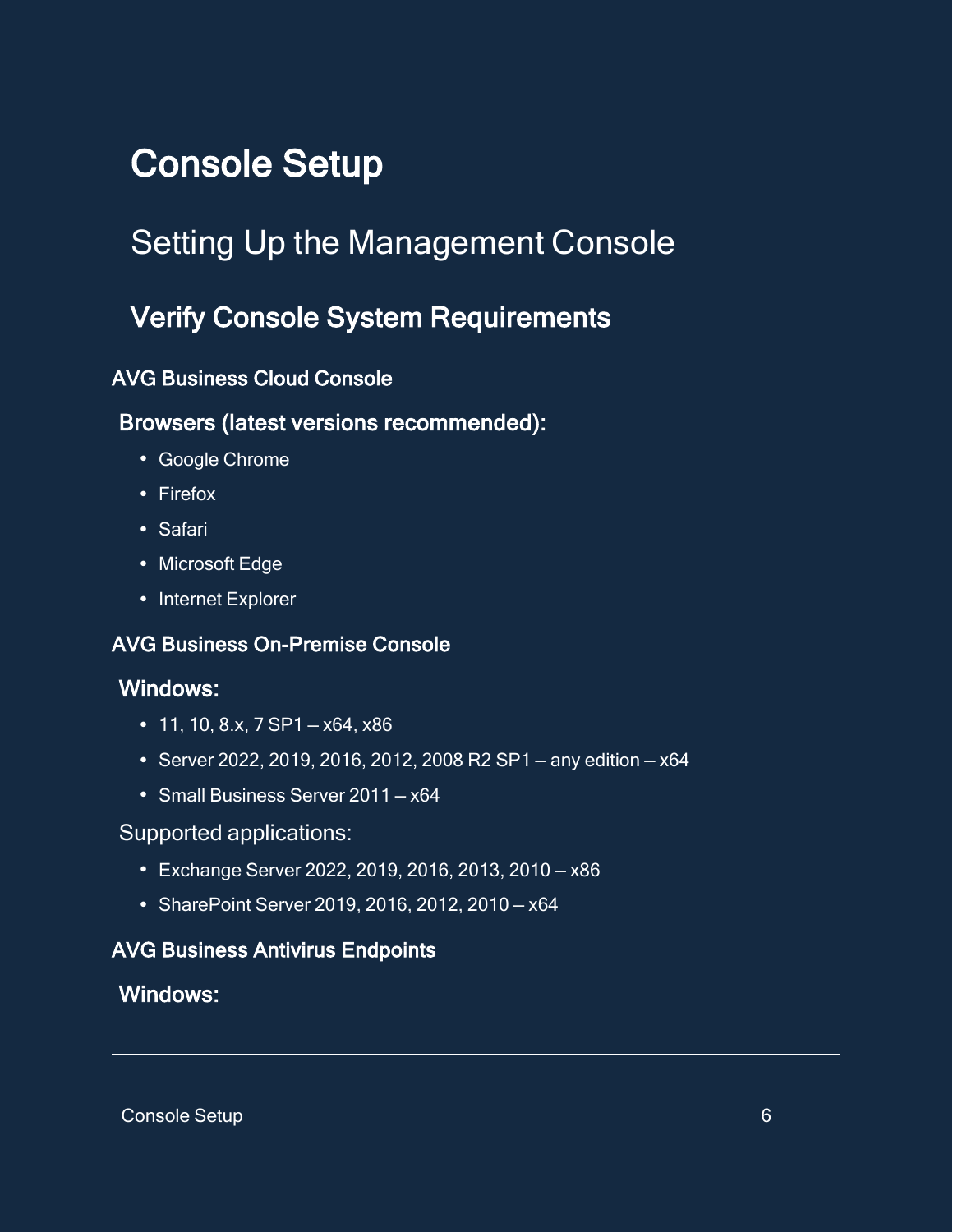# Console Setup

## Setting Up the Management Console

### Verify Console System Requirements

#### AVG Business Cloud Console

**Browsers (latest versions recommended):**

- Google Chrome
- Firefox
- Safari
- Microsoft Edge
- Internet Explorer

#### AVG Business On-Premise Console

**Windows:**

- 11, 10, 8.x, 7 SP1 – x64, x86
- Server 2022, 2019, 2016, 2012, 2008 R2 SP1 – any edition – x64
- Small Business Server 2011 – x64

Supported applications:

- Exchange Server 2022, 2019, 2016, 2013, 2010 – x86
- SharePoint Server 2019, 2016, 2012, 2010 – x64

#### AVG Business Antivirus Endpoints

**Windows:**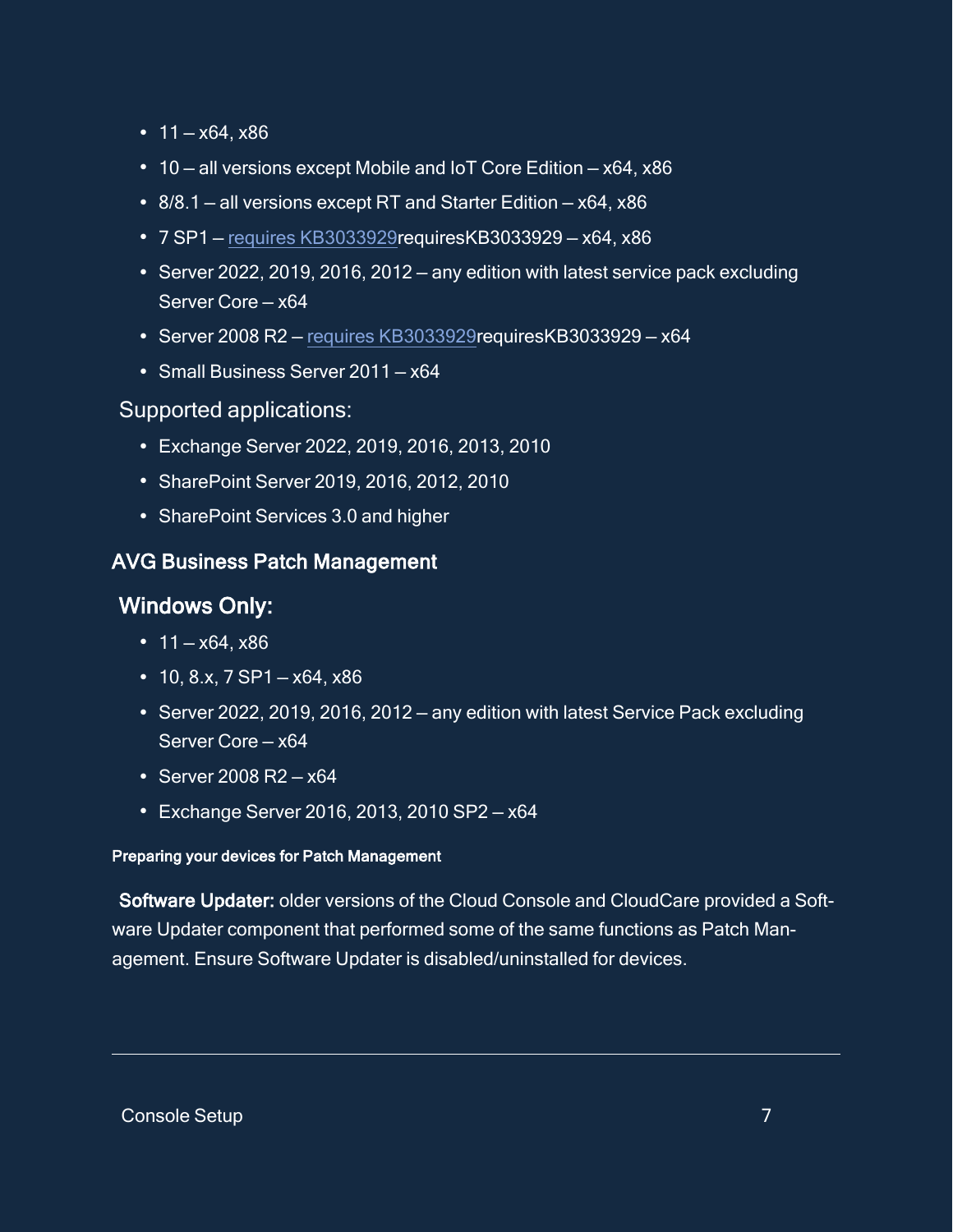- 11 – x64, x86
- 10 – all versions except Mobile and IoT Core Edition – x64, x86
- 8/8.1 – all versions except RT and Starter Edition – x64, x86
- 7 SP1 – requires KB3033929requiresKB3033929 – x64, x86
- Server 2022, 2019, 2016, 2012 – any edition with latest service pack excluding Server Core – x64
- Server 2008 R2 – requires KB3033929requiresKB3033929 – x64
- Small Business Server 2011 – x64

Supported applications:

- Exchange Server 2022, 2019, 2016, 2013, 2010
- SharePoint Server 2019, 2016, 2012, 2010
- SharePoint Services 3.0 and higher

### AVG Business Patch Management

### Windows Only:

- 11 – x64, x86
- 10, 8.x, 7 SP1 – x64, x86
- Server 2022, 2019, 2016, 2012 – any edition with latest Service Pack excluding Server Core – x64
- Server 2008 R2 – x64
- Exchange Server 2016, 2013, 2010 SP2 – x64

#### Preparing your devices for Patch Management

**Software Updater:** older versions of the Cloud Console and CloudCare provided a Software Updater component that performed some of the same functions as Patch Management. Ensure Software Updater is disabled/uninstalled for devices.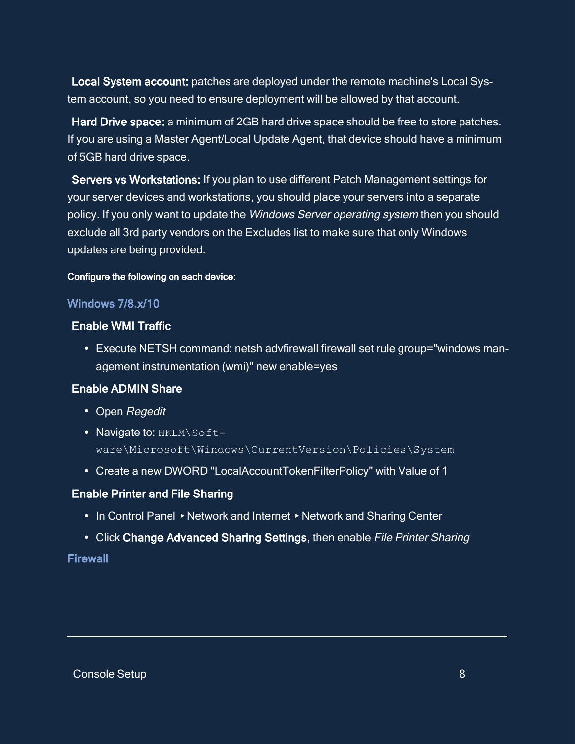**Local System account:** patches are deployed under the remote machine's Local System account, so you need to ensure deployment will be allowed by that account.

**Hard Drive space:** a minimum of 2GB hard drive space should be free to store patches. If you are using a Master Agent/Local Update Agent, that device should have a minimum of 5GB hard drive space.

**Servers vs Workstations:** If you plan to use different Patch Management settings for your server devices and workstations, you should place your servers into a separate policy. If you only want to update the *Windows Server operating system* then you should exclude all 3rd party vendors on the Excludes list to make sure that only Windows updates are being provided.

**Configure the following on each device:**

## Windows 7/8.x/10

### Enable WMI Traffic

- Execute NETSH command: netsh advfirewall firewall set rule group="windows management instrumentation (wmi)" new enable=yes

### Enable ADMIN Share

- Open *Regedit*
- Navigate to: `HKLM\Software\Microsoft\Windows\CurrentVersion\Policies\System`
- Create a new DWORD "LocalAccountTokenFilterPolicy" with Value of 1

### Enable Printer and File Sharing

- In Control Panel ‣ Network and Internet ‣ Network and Sharing Center
- Click **Change Advanced Sharing Settings**, then enable *File Printer Sharing*

## Firewall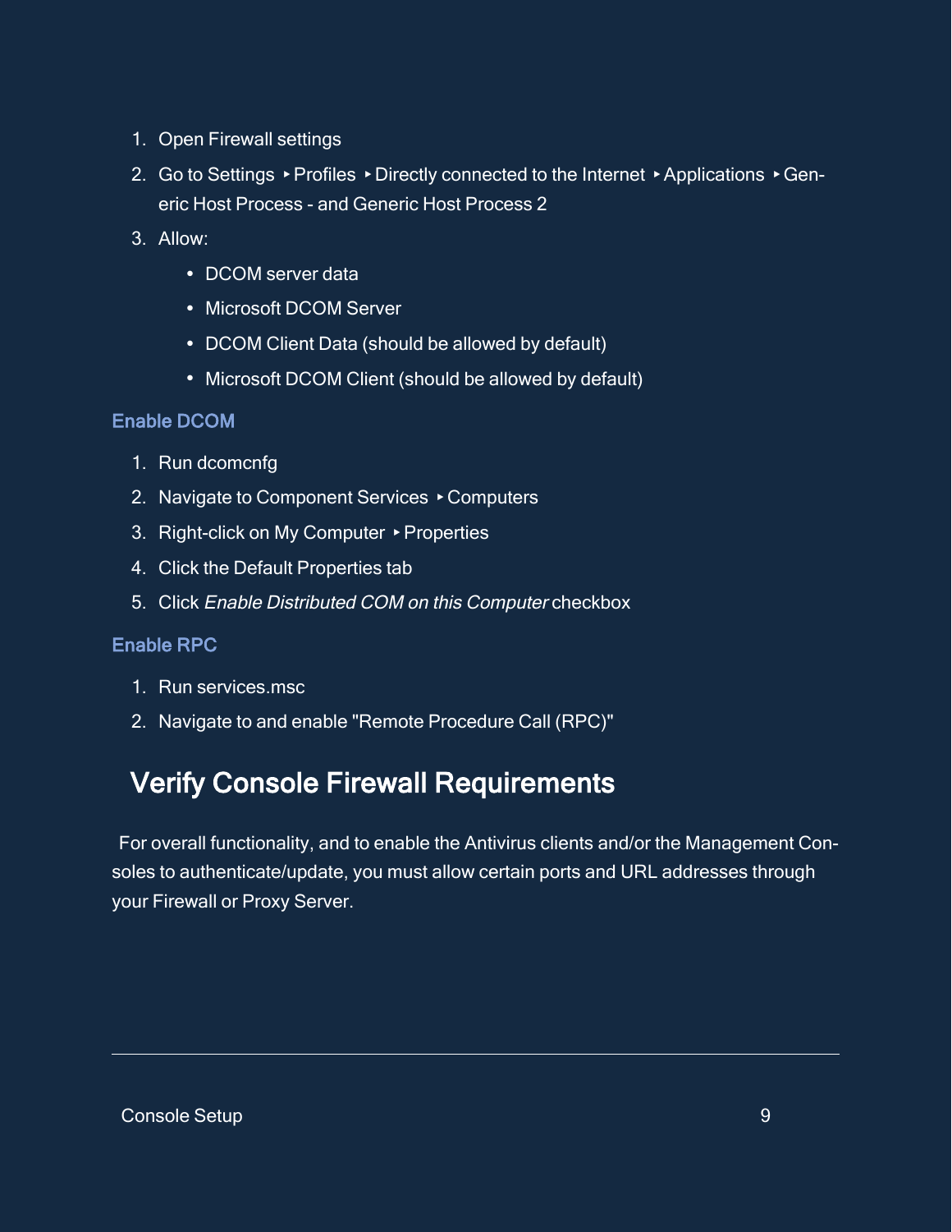1. Open Firewall settings
2. Go to Settings ‣ Profiles ‣ Directly connected to the Internet ‣ Applications ‣ Generic Host Process - and Generic Host Process 2
3. Allow:
   - DCOM server data
   - Microsoft DCOM Server
   - DCOM Client Data (should be allowed by default)
   - Microsoft DCOM Client (should be allowed by default)

### Enable DCOM

1. Run dcomcnfg
2. Navigate to Component Services ‣ Computers
3. Right-click on My Computer ‣ Properties
4. Click the Default Properties tab
5. Click *Enable Distributed COM on this Computer* checkbox

### Enable RPC

1. Run services.msc
2. Navigate to and enable "Remote Procedure Call (RPC)"

## Verify Console Firewall Requirements

For overall functionality, and to enable the Antivirus clients and/or the Management Consoles to authenticate/update, you must allow certain ports and URL addresses through your Firewall or Proxy Server.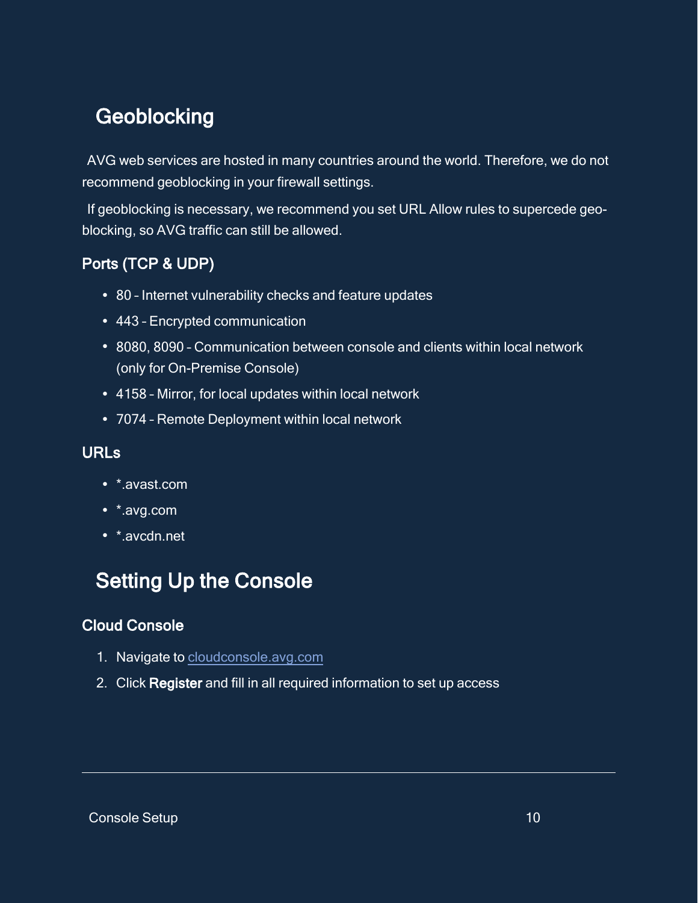## Geoblocking

AVG web services are hosted in many countries around the world. Therefore, we do not recommend geoblocking in your firewall settings.

If geoblocking is necessary, we recommend you set URL Allow rules to supercede geo-blocking, so AVG traffic can still be allowed.

### Ports (TCP & UDP)

- 80 – Internet vulnerability checks and feature updates
- 443 – Encrypted communication
- 8080, 8090 – Communication between console and clients within local network (only for On-Premise Console)
- 4158 – Mirror, for local updates within local network
- 7074 – Remote Deployment within local network

### URLs

- *.avast.com
- *.avg.com
- *.avcdn.net

## Setting Up the Console

### Cloud Console

1. Navigate to [cloudconsole.avg.com](cloudconsole.avg.com)
2. Click **Register** and fill in all required information to set up access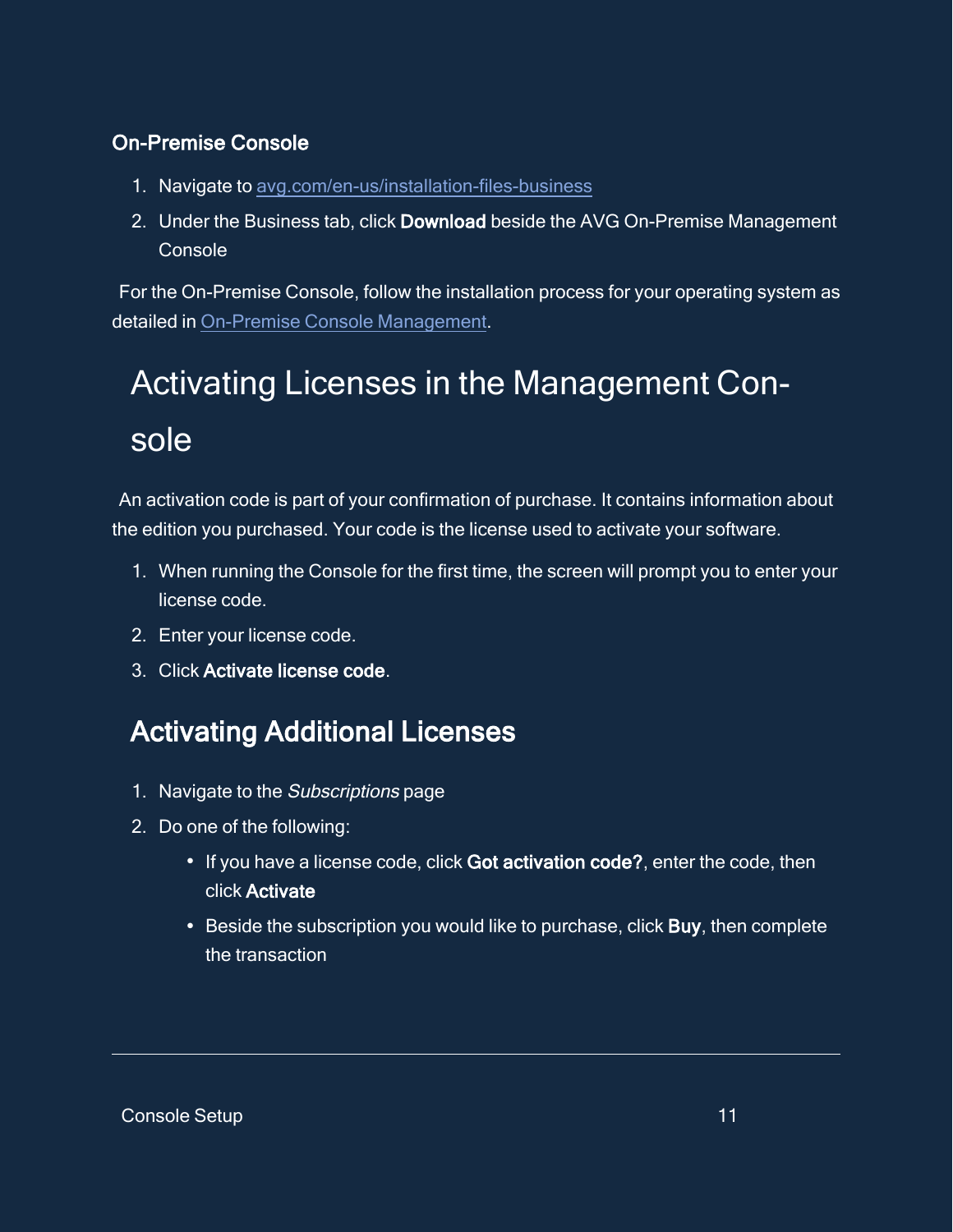### On-Premise Console

1. Navigate to [avg.com/en-us/installation-files-business](avg.com/en-us/installation-files-business)
2. Under the Business tab, click **Download** beside the AVG On-Premise Management Console

For the On-Premise Console, follow the installation process for your operating system as detailed in [On-Premise Console Management](#).

# Activating Licenses in the Management Console

An activation code is part of your confirmation of purchase. It contains information about the edition you purchased. Your code is the license used to activate your software.

1. When running the Console for the first time, the screen will prompt you to enter your license code.
2. Enter your license code.
3. Click **Activate license code**.

## Activating Additional Licenses

1. Navigate to the *Subscriptions* page
2. Do one of the following:
   - If you have a license code, click **Got activation code?**, enter the code, then click **Activate**
   - Beside the subscription you would like to purchase, click **Buy**, then complete the transaction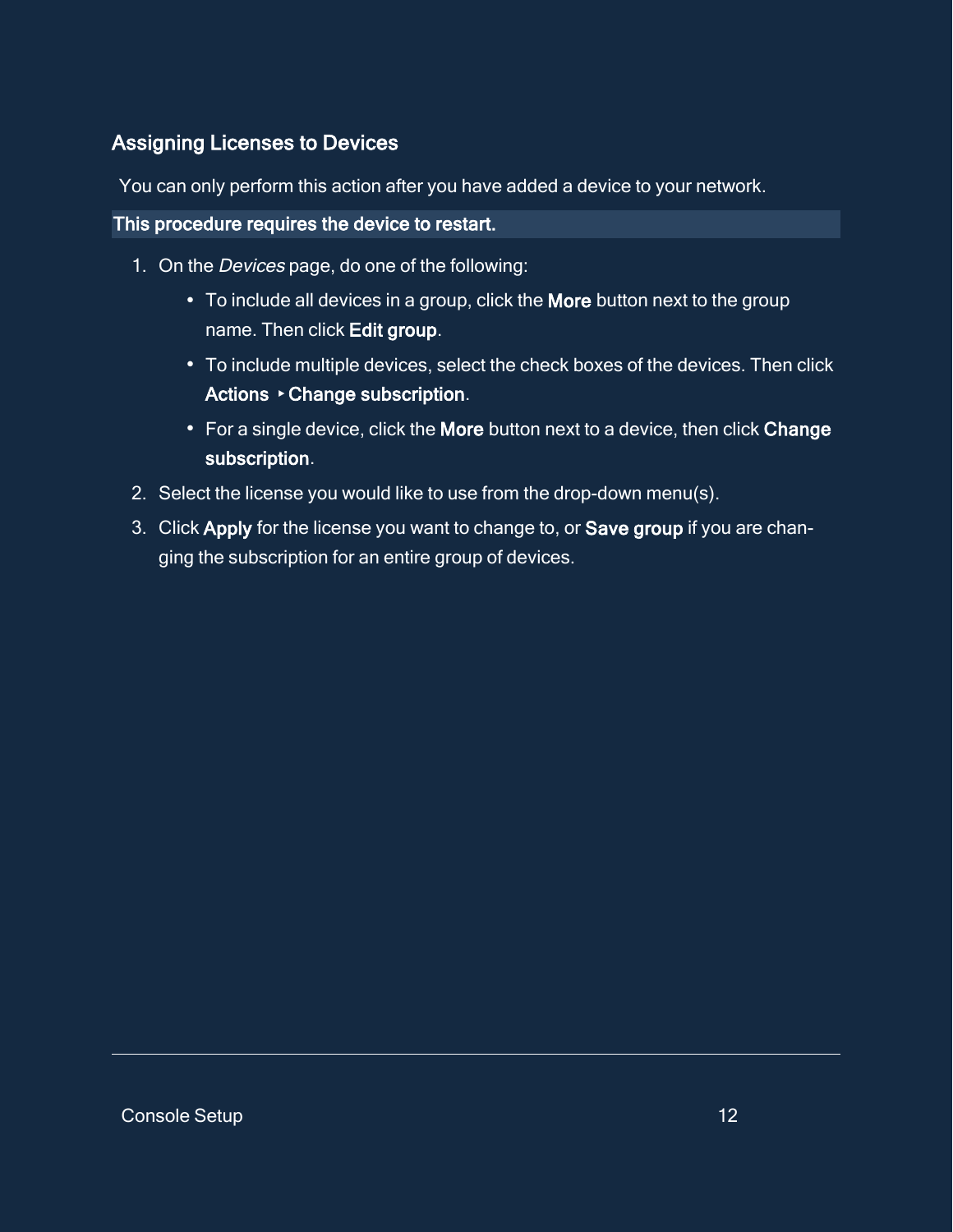## Assigning Licenses to Devices

You can only perform this action after you have added a device to your network.

**This procedure requires the device to restart.**

1. On the *Devices* page, do one of the following:
   - To include all devices in a group, click the **More** button next to the group name. Then click **Edit group**.
   - To include multiple devices, select the check boxes of the devices. Then click **Actions** ‣ **Change subscription**.
   - For a single device, click the **More** button next to a device, then click **Change subscription**.
2. Select the license you would like to use from the drop-down menu(s).
3. Click **Apply** for the license you want to change to, or **Save group** if you are changing the subscription for an entire group of devices.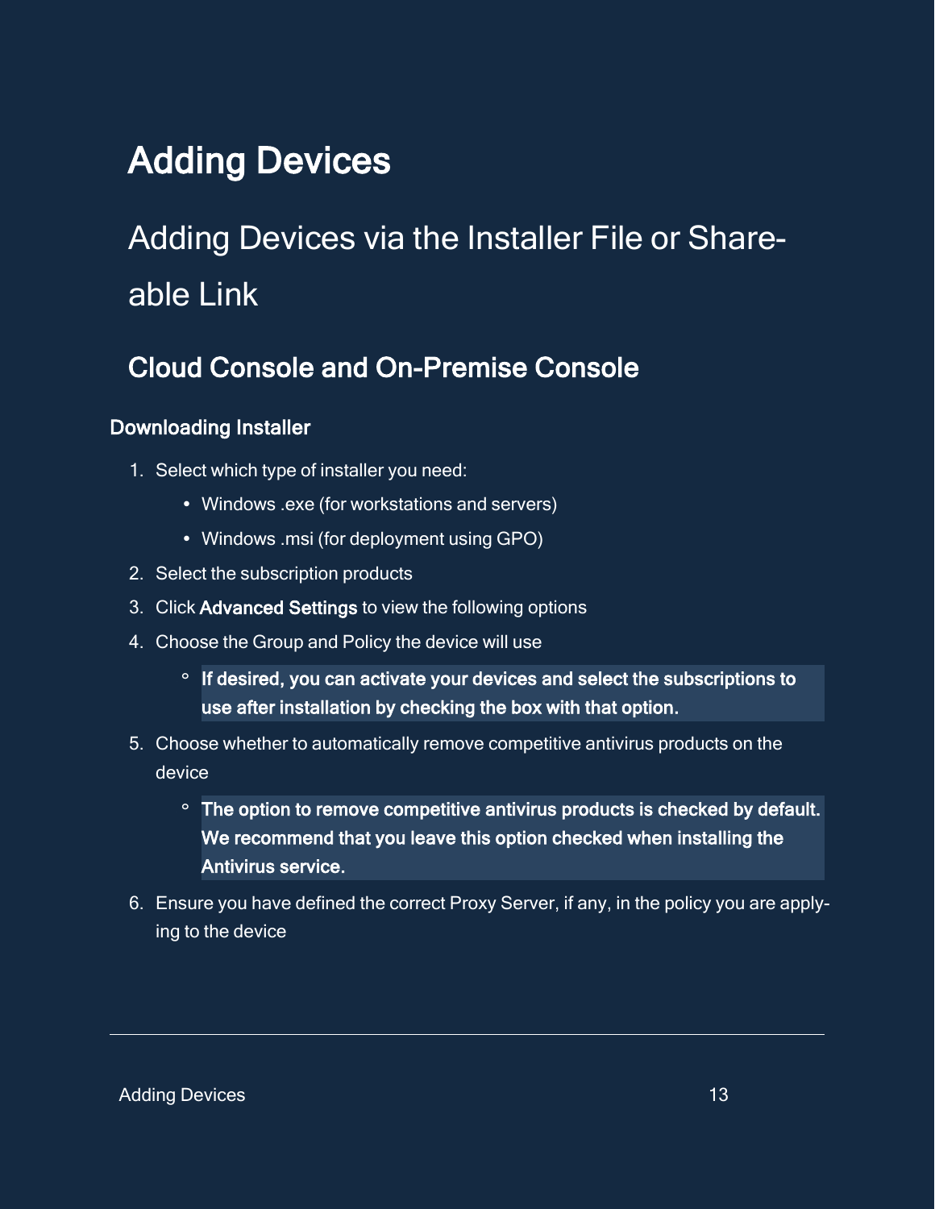# Adding Devices

## Adding Devices via the Installer File or Shareable Link

### Cloud Console and On-Premise Console

#### Downloading Installer

1. Select which type of installer you need:
   - Windows .exe (for workstations and servers)
   - Windows .msi (for deployment using GPO)
2. Select the subscription products
3. Click **Advanced Settings** to view the following options
4. Choose the Group and Policy the device will use
   - **If desired, you can activate your devices and select the subscriptions to use after installation by checking the box with that option.**
5. Choose whether to automatically remove competitive antivirus products on the device
   - **The option to remove competitive antivirus products is checked by default. We recommend that you leave this option checked when installing the Antivirus service.**
6. Ensure you have defined the correct Proxy Server, if any, in the policy you are applying to the device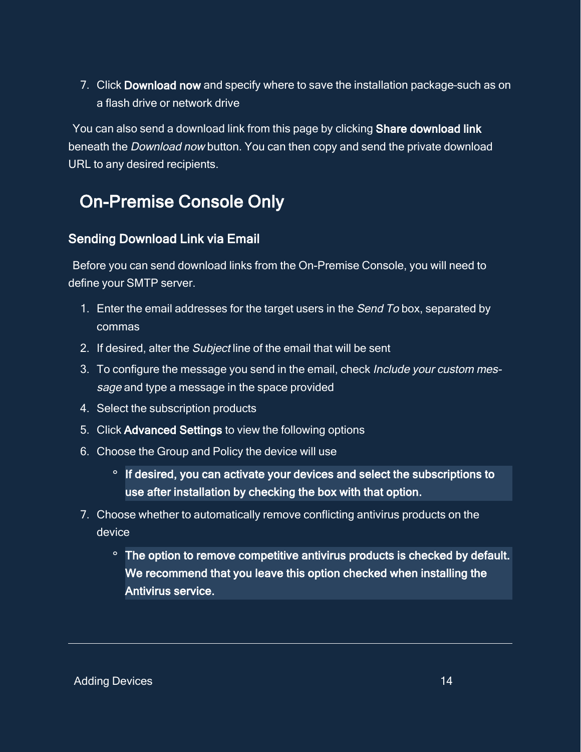7. Click **Download now** and specify where to save the installation package-such as on a flash drive or network drive

You can also send a download link from this page by clicking **Share download link** beneath the *Download now* button. You can then copy and send the private download URL to any desired recipients.

## On-Premise Console Only

### Sending Download Link via Email

Before you can send download links from the On-Premise Console, you will need to define your SMTP server.

1. Enter the email addresses for the target users in the *Send To* box, separated by commas
2. If desired, alter the *Subject* line of the email that will be sent
3. To configure the message you send in the email, check *Include your custom message* and type a message in the space provided
4. Select the subscription products
5. Click **Advanced Settings** to view the following options
6. Choose the Group and Policy the device will use
   - **If desired, you can activate your devices and select the subscriptions to use after installation by checking the box with that option.**
7. Choose whether to automatically remove conflicting antivirus products on the device
   - **The option to remove competitive antivirus products is checked by default. We recommend that you leave this option checked when installing the Antivirus service.**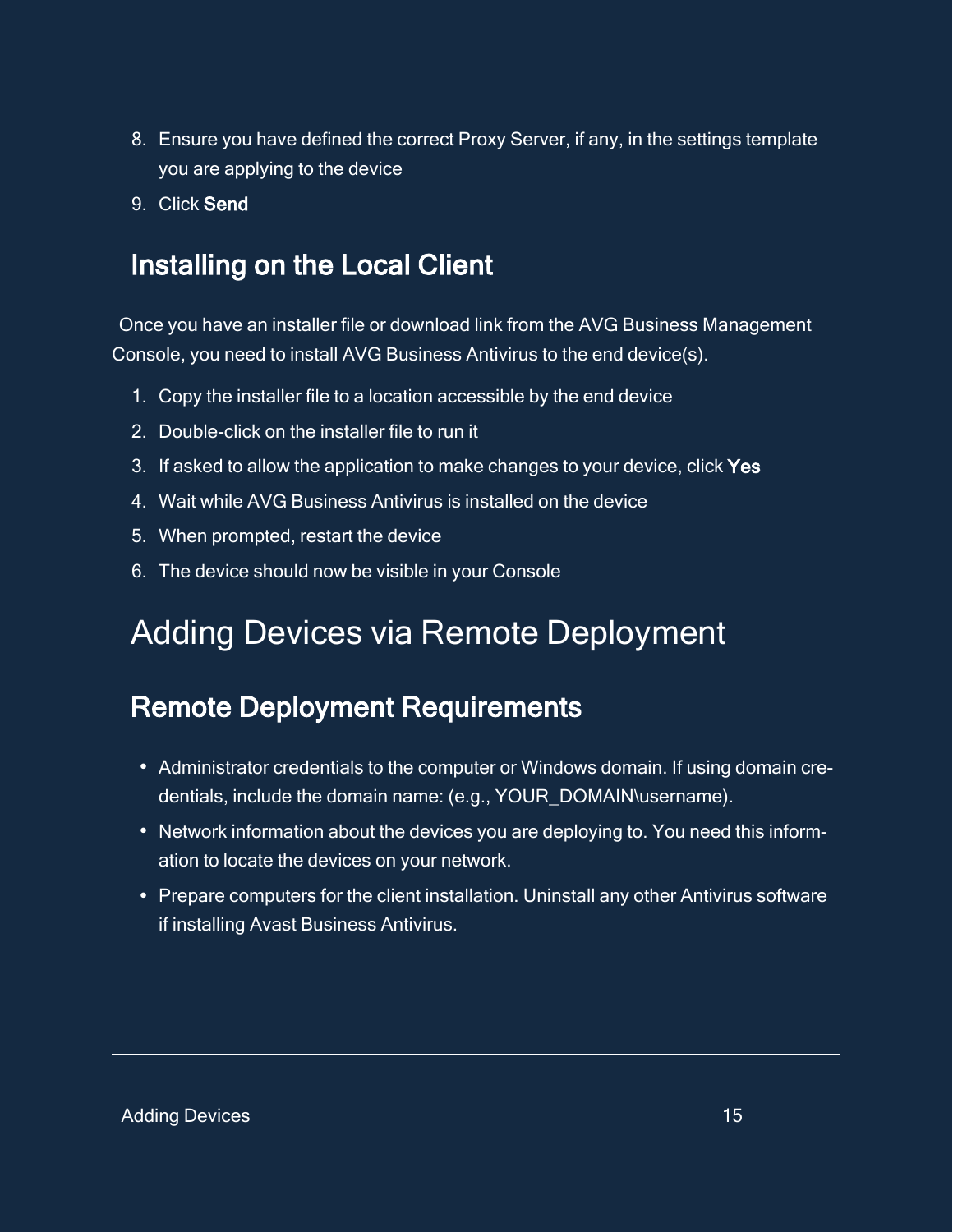8. Ensure you have defined the correct Proxy Server, if any, in the settings template you are applying to the device
9. Click **Send**

## Installing on the Local Client

Once you have an installer file or download link from the AVG Business Management Console, you need to install AVG Business Antivirus to the end device(s).

1. Copy the installer file to a location accessible by the end device
2. Double-click on the installer file to run it
3. If asked to allow the application to make changes to your device, click **Yes**
4. Wait while AVG Business Antivirus is installed on the device
5. When prompted, restart the device
6. The device should now be visible in your Console

# Adding Devices via Remote Deployment

## Remote Deployment Requirements

- Administrator credentials to the computer or Windows domain. If using domain credentials, include the domain name: (e.g., YOUR_DOMAIN\username).
- Network information about the devices you are deploying to. You need this information to locate the devices on your network.
- Prepare computers for the client installation. Uninstall any other Antivirus software if installing Avast Business Antivirus.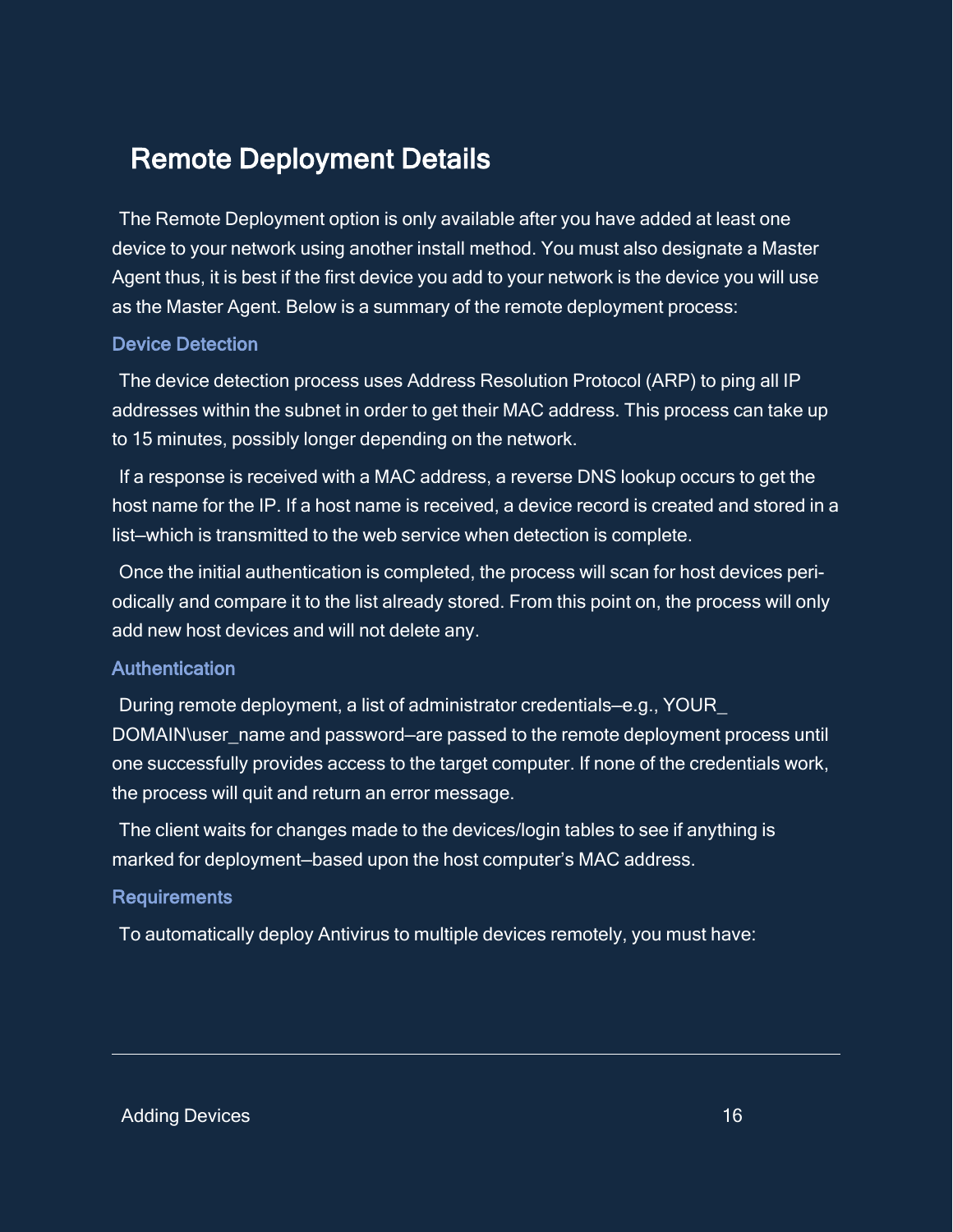## Remote Deployment Details

The Remote Deployment option is only available after you have added at least one device to your network using another install method. You must also designate a Master Agent thus, it is best if the first device you add to your network is the device you will use as the Master Agent. Below is a summary of the remote deployment process:

### Device Detection

The device detection process uses Address Resolution Protocol (ARP) to ping all IP addresses within the subnet in order to get their MAC address. This process can take up to 15 minutes, possibly longer depending on the network.

If a response is received with a MAC address, a reverse DNS lookup occurs to get the host name for the IP. If a host name is received, a device record is created and stored in a list—which is transmitted to the web service when detection is complete.

Once the initial authentication is completed, the process will scan for host devices periodically and compare it to the list already stored. From this point on, the process will only add new host devices and will not delete any.

### Authentication

During remote deployment, a list of administrator credentials—e.g., YOUR_DOMAIN\user_name and password—are passed to the remote deployment process until one successfully provides access to the target computer. If none of the credentials work, the process will quit and return an error message.

The client waits for changes made to the devices/login tables to see if anything is marked for deployment—based upon the host computer's MAC address.

### Requirements

To automatically deploy Antivirus to multiple devices remotely, you must have: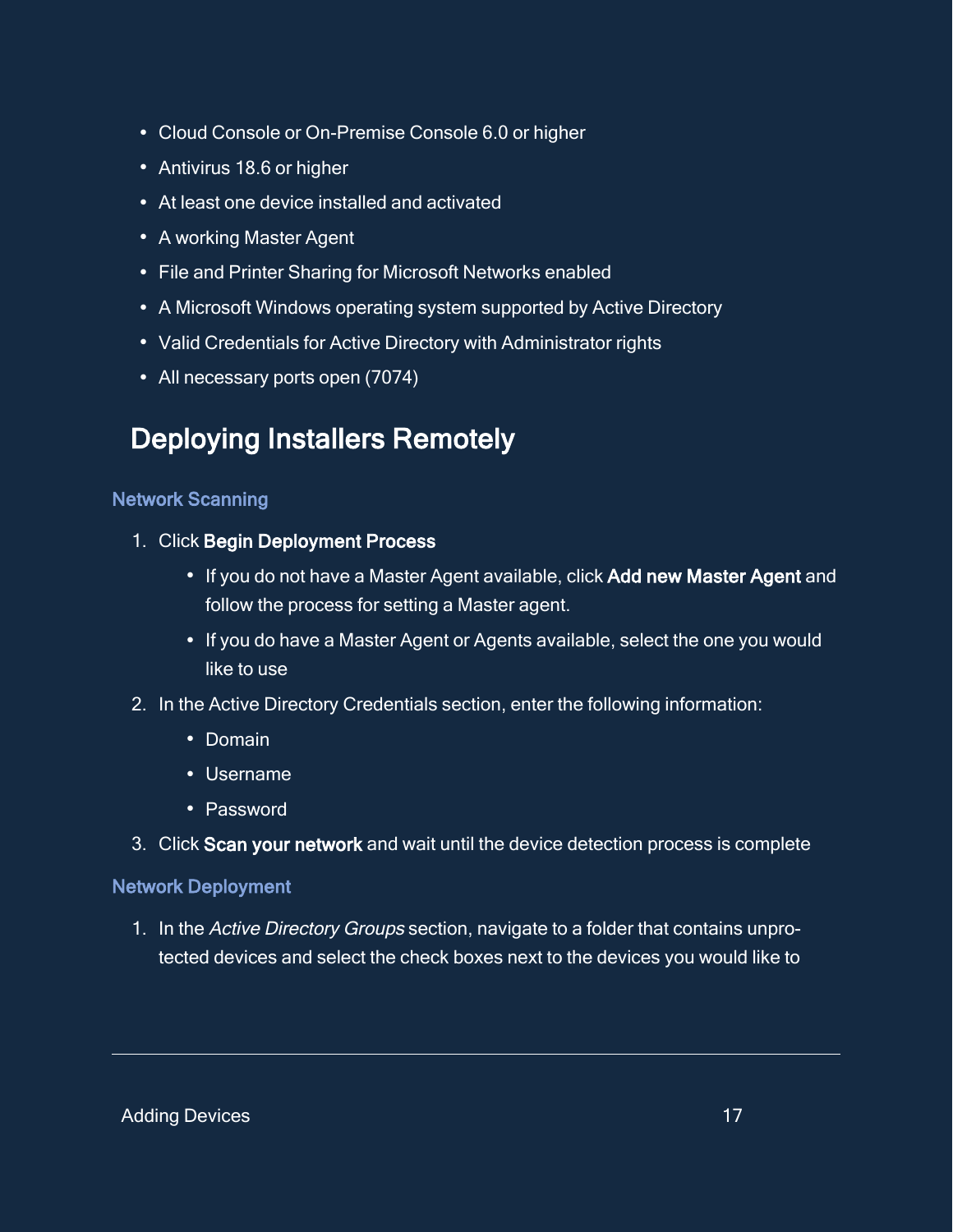- Cloud Console or On-Premise Console 6.0 or higher
- Antivirus 18.6 or higher
- At least one device installed and activated
- A working Master Agent
- File and Printer Sharing for Microsoft Networks enabled
- A Microsoft Windows operating system supported by Active Directory
- Valid Credentials for Active Directory with Administrator rights
- All necessary ports open (7074)

## Deploying Installers Remotely

### Network Scanning

1. Click **Begin Deployment Process**
   - If you do not have a Master Agent available, click **Add new Master Agent** and follow the process for setting a Master agent.
   - If you do have a Master Agent or Agents available, select the one you would like to use
2. In the Active Directory Credentials section, enter the following information:
   - Domain
   - Username
   - Password
3. Click **Scan your network** and wait until the device detection process is complete

### Network Deployment

1. In the *Active Directory Groups* section, navigate to a folder that contains unprotected devices and select the check boxes next to the devices you would like to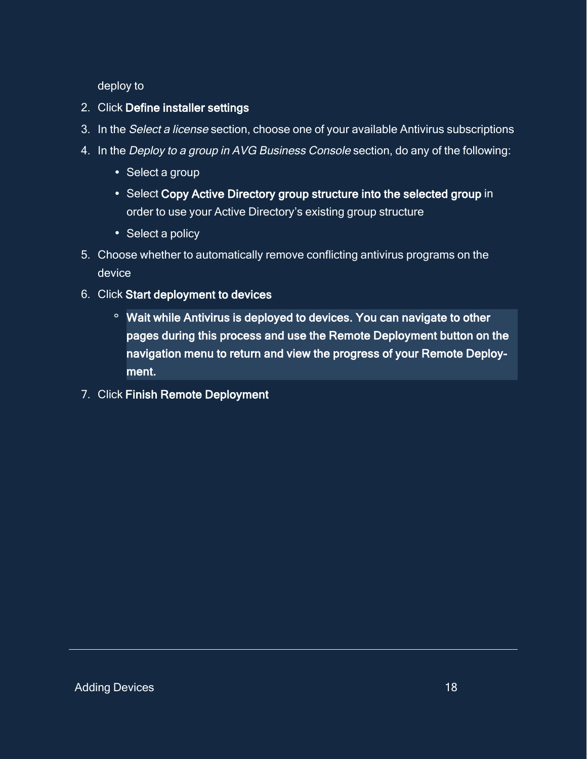deploy to

2. Click **Define installer settings**
3. In the *Select a license* section, choose one of your available Antivirus subscriptions
4. In the *Deploy to a group in AVG Business Console* section, do any of the following:
   - Select a group
   - Select **Copy Active Directory group structure into the selected group** in order to use your Active Directory's existing group structure
   - Select a policy
5. Choose whether to automatically remove conflicting antivirus programs on the device
6. Click **Start deployment to devices**
   - **Wait while Antivirus is deployed to devices. You can navigate to other pages during this process and use the Remote Deployment button on the navigation menu to return and view the progress of your Remote Deployment.**
7. Click **Finish Remote Deployment**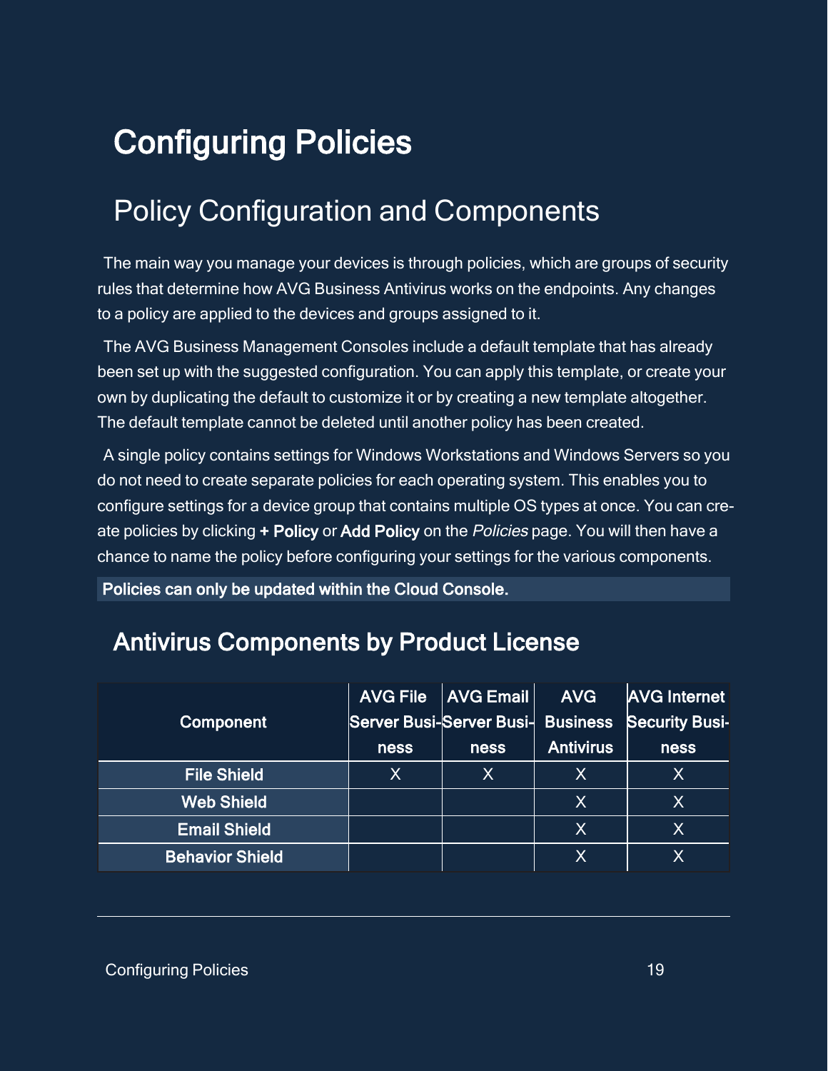# Configuring Policies

## Policy Configuration and Components

The main way you manage your devices is through policies, which are groups of security rules that determine how AVG Business Antivirus works on the endpoints. Any changes to a policy are applied to the devices and groups assigned to it.

The AVG Business Management Consoles include a default template that has already been set up with the suggested configuration. You can apply this template, or create your own by duplicating the default to customize it or by creating a new template altogether. The default template cannot be deleted until another policy has been created.

A single policy contains settings for Windows Workstations and Windows Servers so you do not need to create separate policies for each operating system. This enables you to configure settings for a device group that contains multiple OS types at once. You can create policies by clicking **+ Policy** or **Add Policy** on the *Policies* page. You will then have a chance to name the policy before configuring your settings for the various components.

**Policies can only be updated within the Cloud Console.**

### Antivirus Components by Product License

| Component | AVG File Server Business | AVG Email Server Business | AVG Business Antivirus | AVG Internet Security Business |
|---|---|---|---|---|
| **File Shield** | X | X | X | X |
| **Web Shield** | | | X | X |
| **Email Shield** | | | X | X |
| **Behavior Shield** | | | X | X |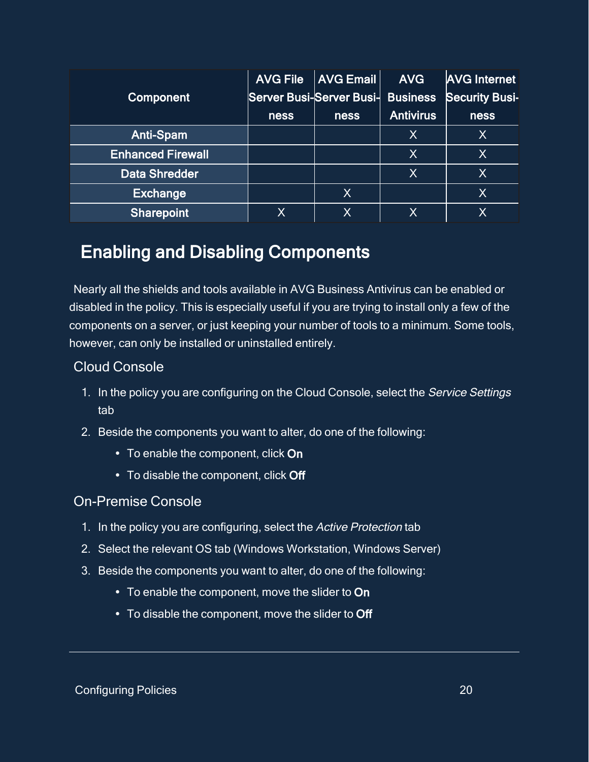| Component | AVG File Server Business | AVG Email Server Business | AVG Business Antivirus | AVG Internet Security Business |
|---|---|---|---|---|
| Anti-Spam | | | X | X |
| Enhanced Firewall | | | X | X |
| Data Shredder | | | X | X |
| Exchange | | X | | X |
| Sharepoint | X | X | X | X |

## Enabling and Disabling Components

Nearly all the shields and tools available in AVG Business Antivirus can be enabled or disabled in the policy. This is especially useful if you are trying to install only a few of the components on a server, or just keeping your number of tools to a minimum. Some tools, however, can only be installed or uninstalled entirely.

### Cloud Console

1. In the policy you are configuring on the Cloud Console, select the *Service Settings* tab
2. Beside the components you want to alter, do one of the following:
   - To enable the component, click **On**
   - To disable the component, click **Off**

### On-Premise Console

1. In the policy you are configuring, select the *Active Protection* tab
2. Select the relevant OS tab (Windows Workstation, Windows Server)
3. Beside the components you want to alter, do one of the following:
   - To enable the component, move the slider to **On**
   - To disable the component, move the slider to **Off**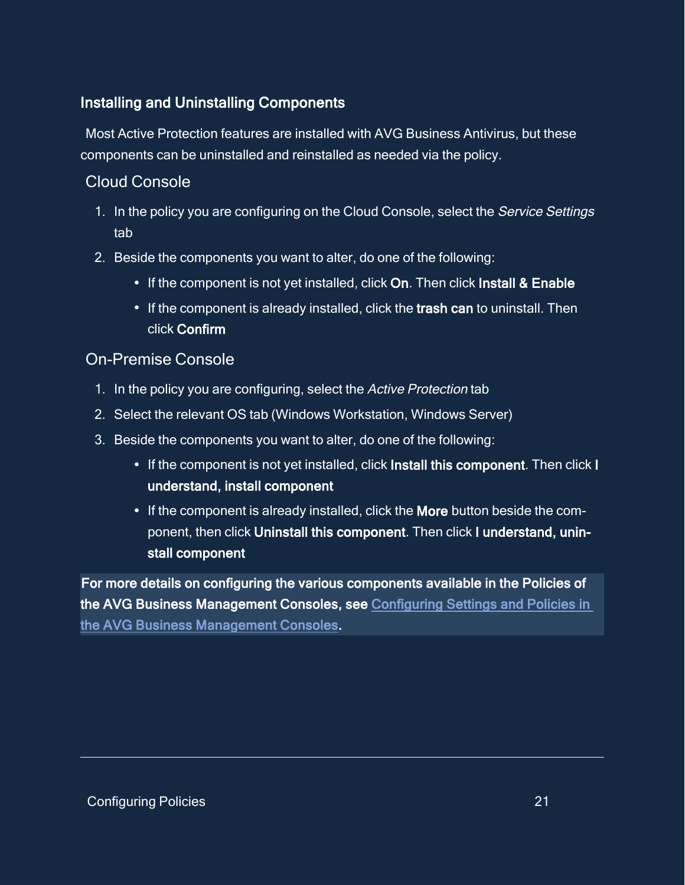### Installing and Uninstalling Components

Most Active Protection features are installed with AVG Business Antivirus, but these components can be uninstalled and reinstalled as needed via the policy.

#### Cloud Console

1. In the policy you are configuring on the Cloud Console, select the *Service Settings* tab
2. Beside the components you want to alter, do one of the following:
   - If the component is not yet installed, click **On**. Then click **Install & Enable**
   - If the component is already installed, click the **trash can** to uninstall. Then click **Confirm**

#### On-Premise Console

1. In the policy you are configuring, select the *Active Protection* tab
2. Select the relevant OS tab (Windows Workstation, Windows Server)
3. Beside the components you want to alter, do one of the following:
   - If the component is not yet installed, click **Install this component**. Then click **I understand, install component**
   - If the component is already installed, click the **More** button beside the component, then click **Uninstall this component**. Then click **I understand, uninstall component**

**For more details on configuring the various components available in the Policies of the AVG Business Management Consoles, see Configuring Settings and Policies in the AVG Business Management Consoles.**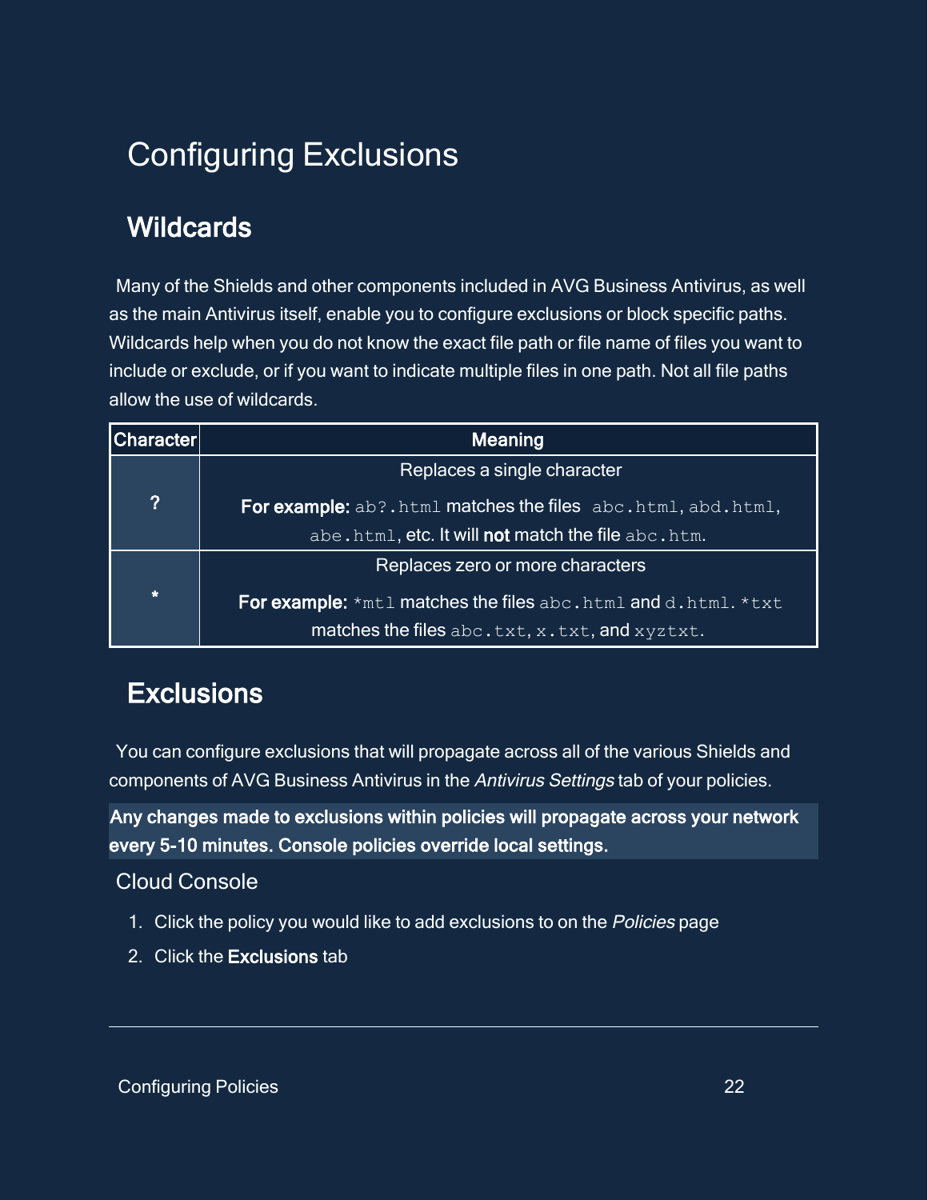# Configuring Exclusions

## Wildcards

Many of the Shields and other components included in AVG Business Antivirus, as well as the main Antivirus itself, enable you to configure exclusions or block specific paths. Wildcards help when you do not know the exact file path or file name of files you want to include or exclude, or if you want to indicate multiple files in one path. Not all file paths allow the use of wildcards.

| Character | Meaning |
| --- | --- |
| **?** | Replaces a single character<br><br>**For example:** `ab?.html` matches the files `abc.html`, `abd.html`, `abe.html`, etc. It will **not** match the file `abc.htm`. |
| **\*** | Replaces zero or more characters<br><br>**For example:** `*mtl` matches the files `abc.html` and `d.html`. `*txt` matches the files `abc.txt`, `x.txt`, and `xyztxt`. |

## Exclusions

You can configure exclusions that will propagate across all of the various Shields and components of AVG Business Antivirus in the *Antivirus Settings* tab of your policies.

**Any changes made to exclusions within policies will propagate across your network every 5-10 minutes. Console policies override local settings.**

Cloud Console

1. Click the policy you would like to add exclusions to on the *Policies* page
2. Click the **Exclusions** tab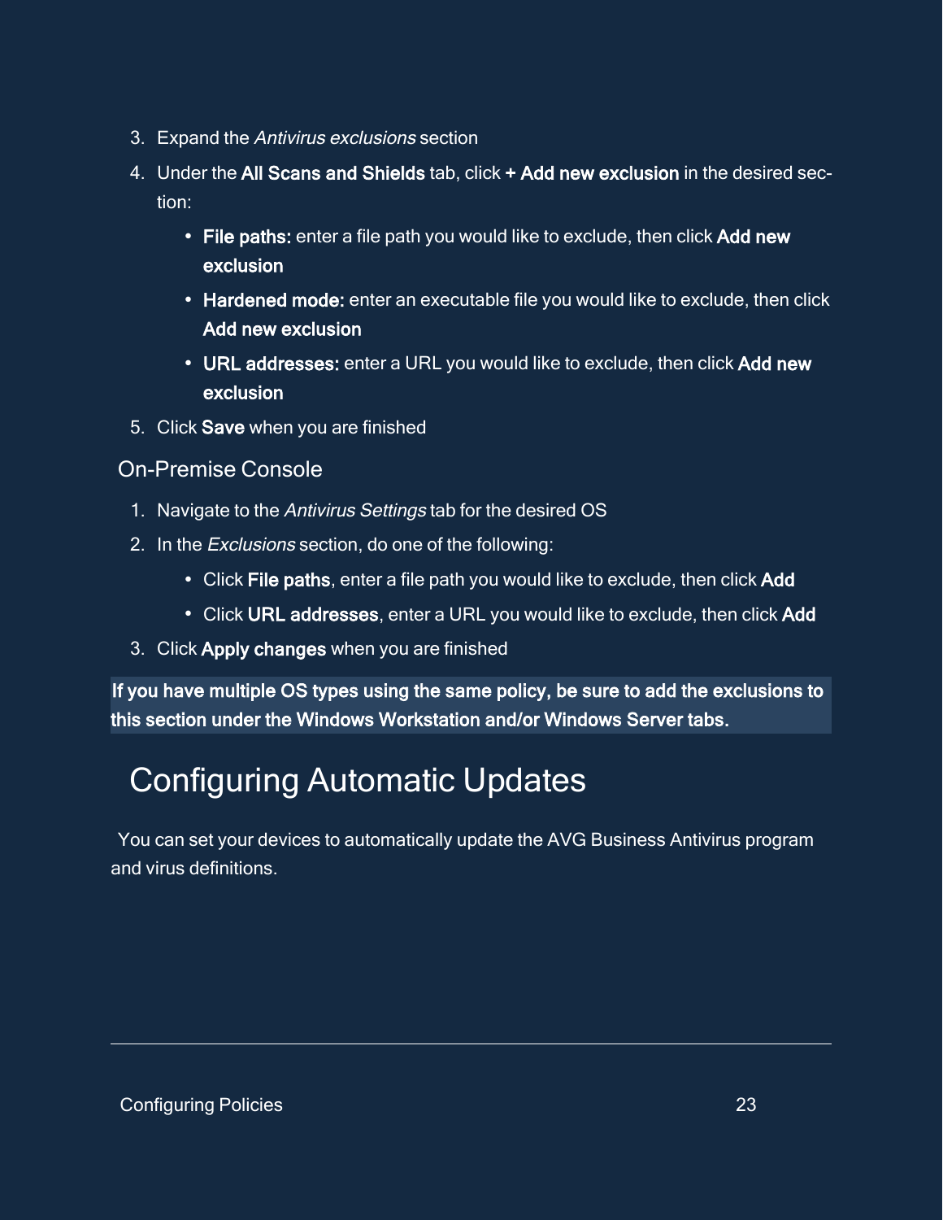3. Expand the *Antivirus exclusions* section
4. Under the **All Scans and Shields** tab, click **+ Add new exclusion** in the desired section:
   - **File paths:** enter a file path you would like to exclude, then click **Add new exclusion**
   - **Hardened mode:** enter an executable file you would like to exclude, then click **Add new exclusion**
   - **URL addresses:** enter a URL you would like to exclude, then click **Add new exclusion**
5. Click **Save** when you are finished

### On-Premise Console

1. Navigate to the *Antivirus Settings* tab for the desired OS
2. In the *Exclusions* section, do one of the following:
   - Click **File paths**, enter a file path you would like to exclude, then click **Add**
   - Click **URL addresses**, enter a URL you would like to exclude, then click **Add**
3. Click **Apply changes** when you are finished

**If you have multiple OS types using the same policy, be sure to add the exclusions to this section under the Windows Workstation and/or Windows Server tabs.**

## Configuring Automatic Updates

You can set your devices to automatically update the AVG Business Antivirus program and virus definitions.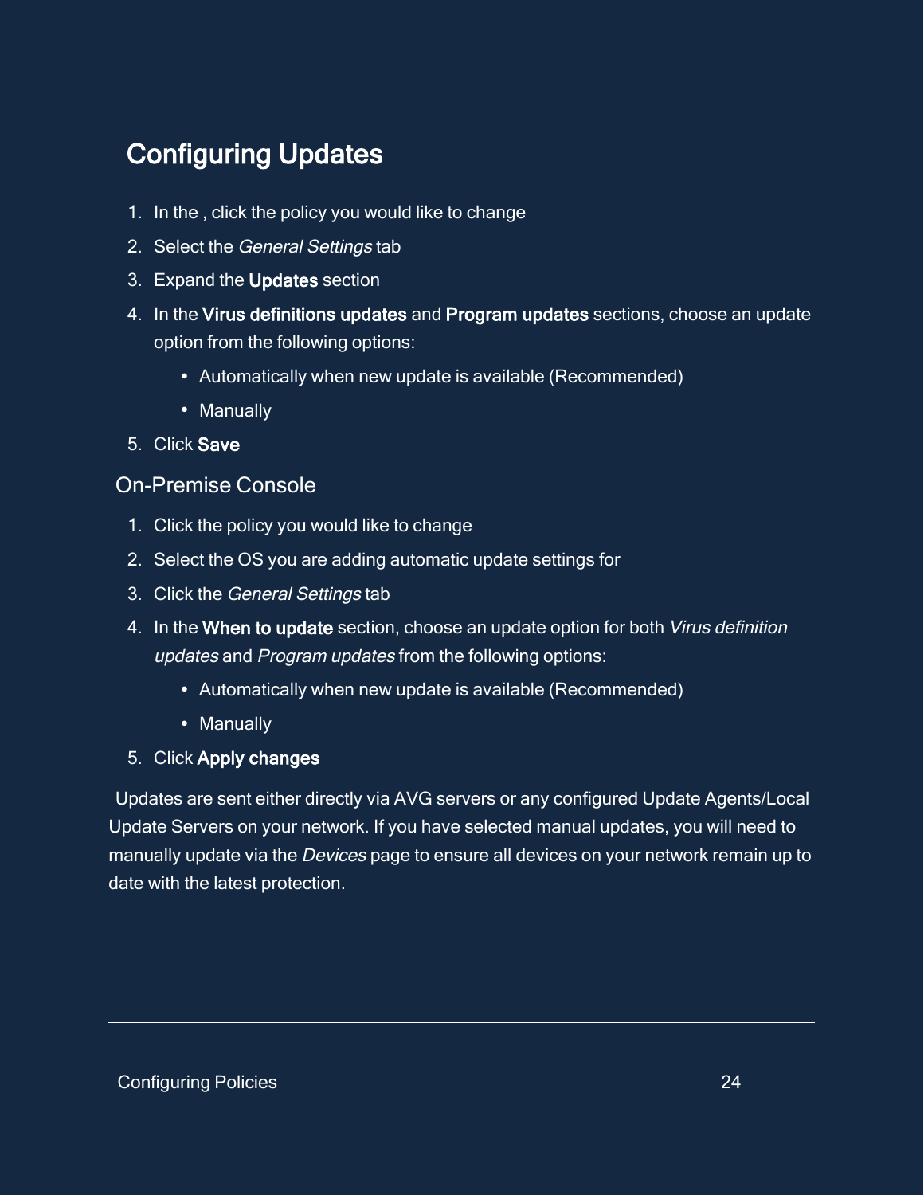## Configuring Updates

1. In the , click the policy you would like to change
2. Select the *General Settings* tab
3. Expand the **Updates** section
4. In the **Virus definitions updates** and **Program updates** sections, choose an update option from the following options:
   - Automatically when new update is available (Recommended)
   - Manually
5. Click **Save**

### On-Premise Console

1. Click the policy you would like to change
2. Select the OS you are adding automatic update settings for
3. Click the *General Settings* tab
4. In the **When to update** section, choose an update option for both *Virus definition updates* and *Program updates* from the following options:
   - Automatically when new update is available (Recommended)
   - Manually
5. Click **Apply changes**

Updates are sent either directly via AVG servers or any configured Update Agents/Local Update Servers on your network. If you have selected manual updates, you will need to manually update via the *Devices* page to ensure all devices on your network remain up to date with the latest protection.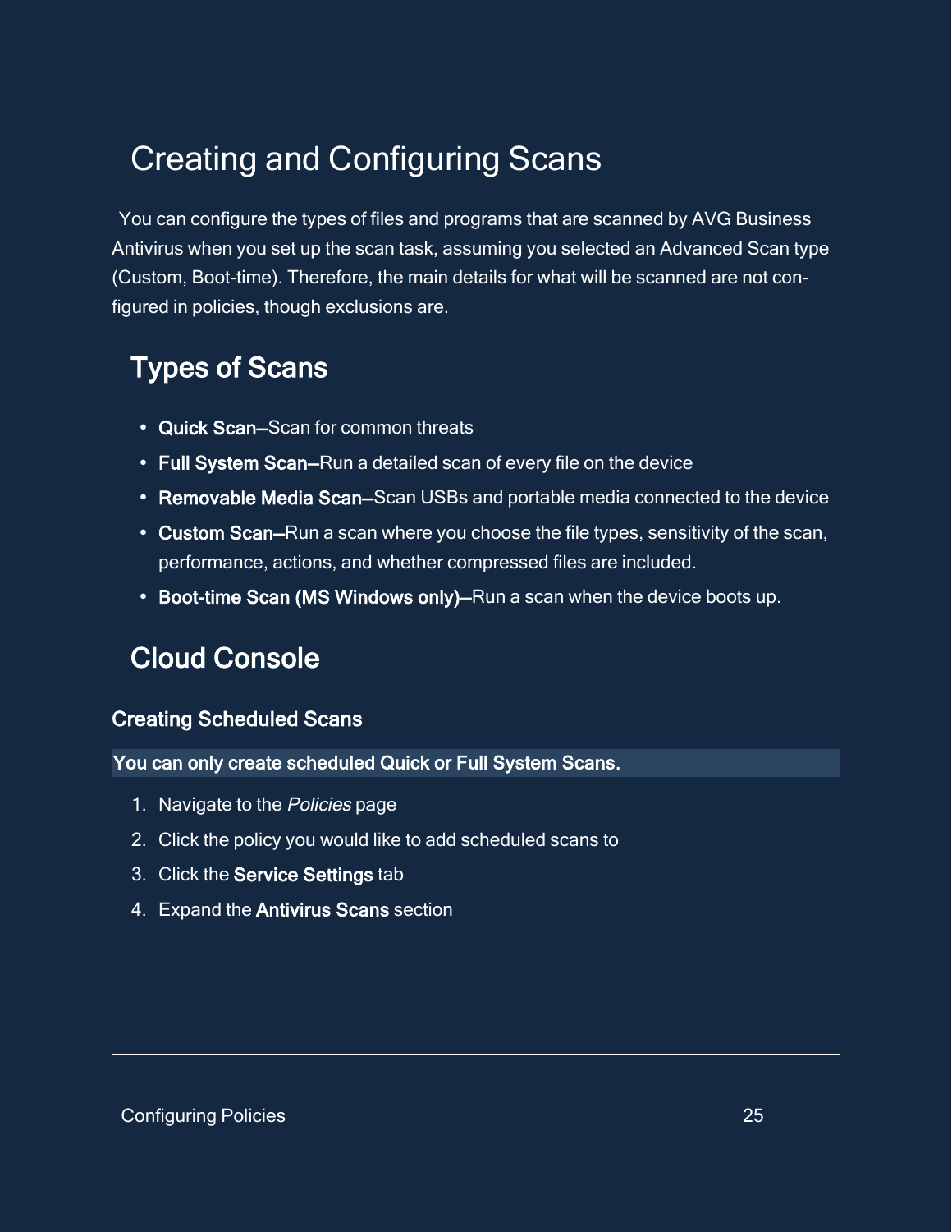# Creating and Configuring Scans

You can configure the types of files and programs that are scanned by AVG Business Antivirus when you set up the scan task, assuming you selected an Advanced Scan type (Custom, Boot-time). Therefore, the main details for what will be scanned are not configured in policies, though exclusions are.

## Types of Scans

- **Quick Scan**—Scan for common threats
- **Full System Scan**—Run a detailed scan of every file on the device
- **Removable Media Scan**—Scan USBs and portable media connected to the device
- **Custom Scan**—Run a scan where you choose the file types, sensitivity of the scan, performance, actions, and whether compressed files are included.
- **Boot-time Scan (MS Windows only)**—Run a scan when the device boots up.

## Cloud Console

### Creating Scheduled Scans

**You can only create scheduled Quick or Full System Scans.**

1. Navigate to the *Policies* page
2. Click the policy you would like to add scheduled scans to
3. Click the **Service Settings** tab
4. Expand the **Antivirus Scans** section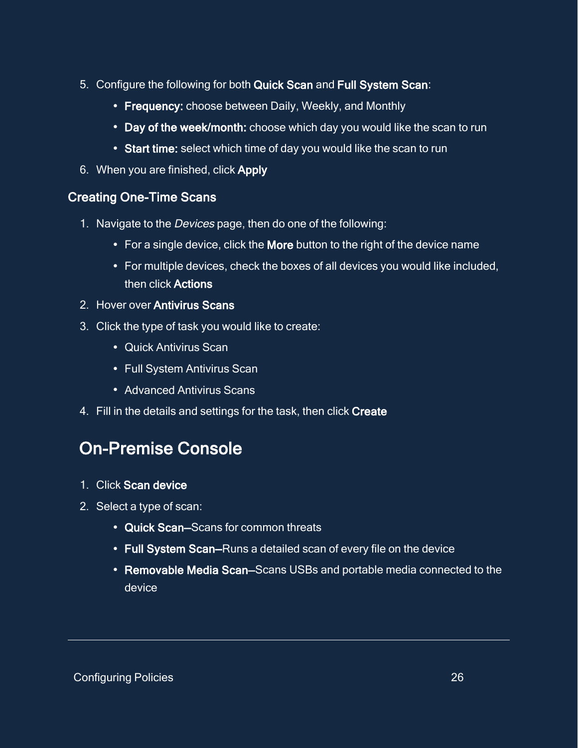5. Configure the following for both **Quick Scan** and **Full System Scan**:
   - **Frequency:** choose between Daily, Weekly, and Monthly
   - **Day of the week/month:** choose which day you would like the scan to run
   - **Start time:** select which time of day you would like the scan to run
6. When you are finished, click **Apply**

### Creating One-Time Scans

1. Navigate to the *Devices* page, then do one of the following:
   - For a single device, click the **More** button to the right of the device name
   - For multiple devices, check the boxes of all devices you would like included, then click **Actions**
2. Hover over **Antivirus Scans**
3. Click the type of task you would like to create:
   - Quick Antivirus Scan
   - Full System Antivirus Scan
   - Advanced Antivirus Scans
4. Fill in the details and settings for the task, then click **Create**

## On-Premise Console

1. Click **Scan device**
2. Select a type of scan:
   - **Quick Scan**—Scans for common threats
   - **Full System Scan**—Runs a detailed scan of every file on the device
   - **Removable Media Scan**—Scans USBs and portable media connected to the device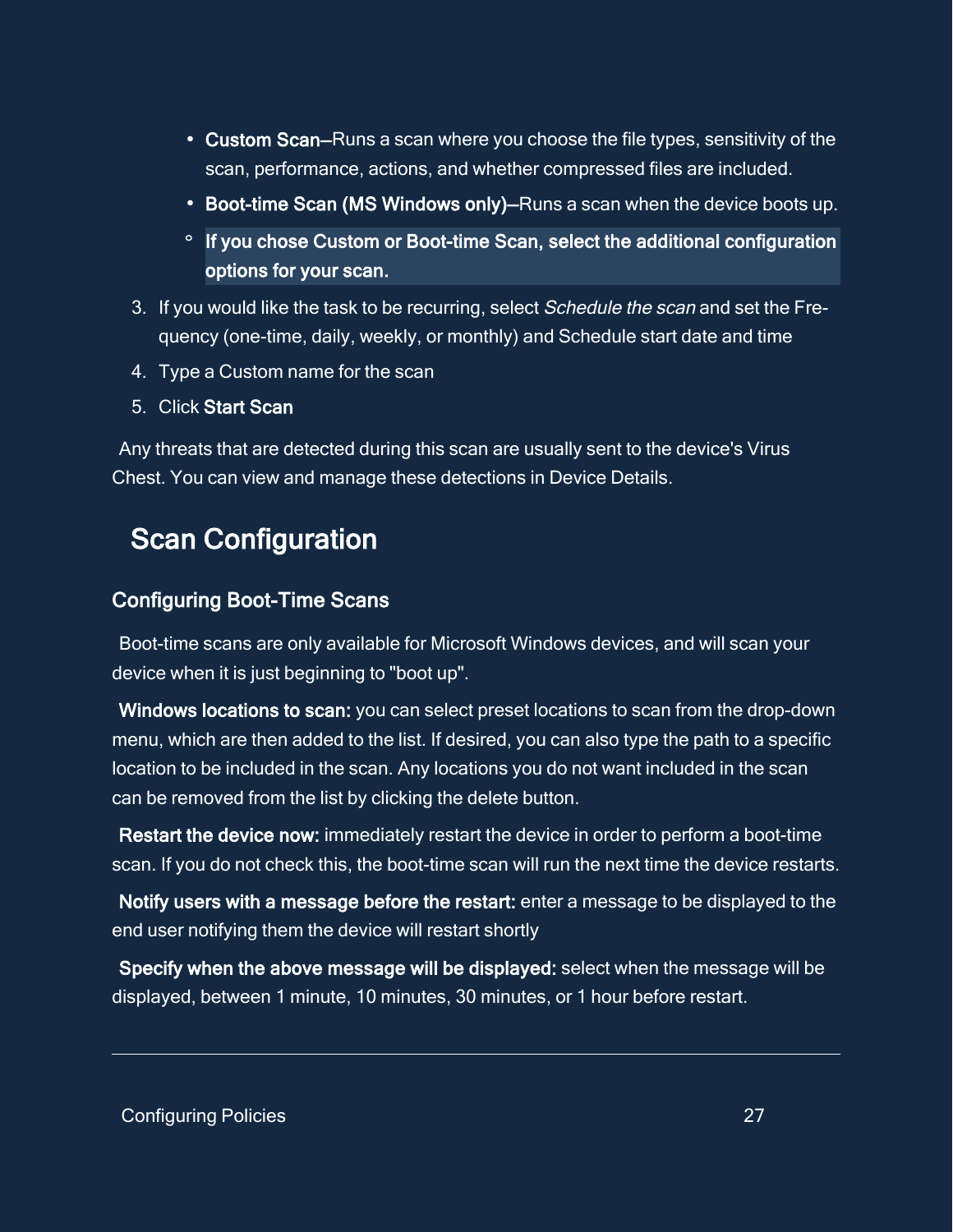- **Custom Scan**—Runs a scan where you choose the file types, sensitivity of the scan, performance, actions, and whether compressed files are included.
- **Boot-time Scan (MS Windows only)**—Runs a scan when the device boots up.
    - **If you chose Custom or Boot-time Scan, select the additional configuration options for your scan.**

3. If you would like the task to be recurring, select *Schedule the scan* and set the Frequency (one-time, daily, weekly, or monthly) and Schedule start date and time
4. Type a Custom name for the scan
5. Click **Start Scan**

Any threats that are detected during this scan are usually sent to the device's Virus Chest. You can view and manage these detections in Device Details.

## Scan Configuration

### Configuring Boot-Time Scans

Boot-time scans are only available for Microsoft Windows devices, and will scan your device when it is just beginning to "boot up".

**Windows locations to scan:** you can select preset locations to scan from the drop-down menu, which are then added to the list. If desired, you can also type the path to a specific location to be included in the scan. Any locations you do not want included in the scan can be removed from the list by clicking the delete button.

**Restart the device now:** immediately restart the device in order to perform a boot-time scan. If you do not check this, the boot-time scan will run the next time the device restarts.

**Notify users with a message before the restart:** enter a message to be displayed to the end user notifying them the device will restart shortly

**Specify when the above message will be displayed:** select when the message will be displayed, between 1 minute, 10 minutes, 30 minutes, or 1 hour before restart.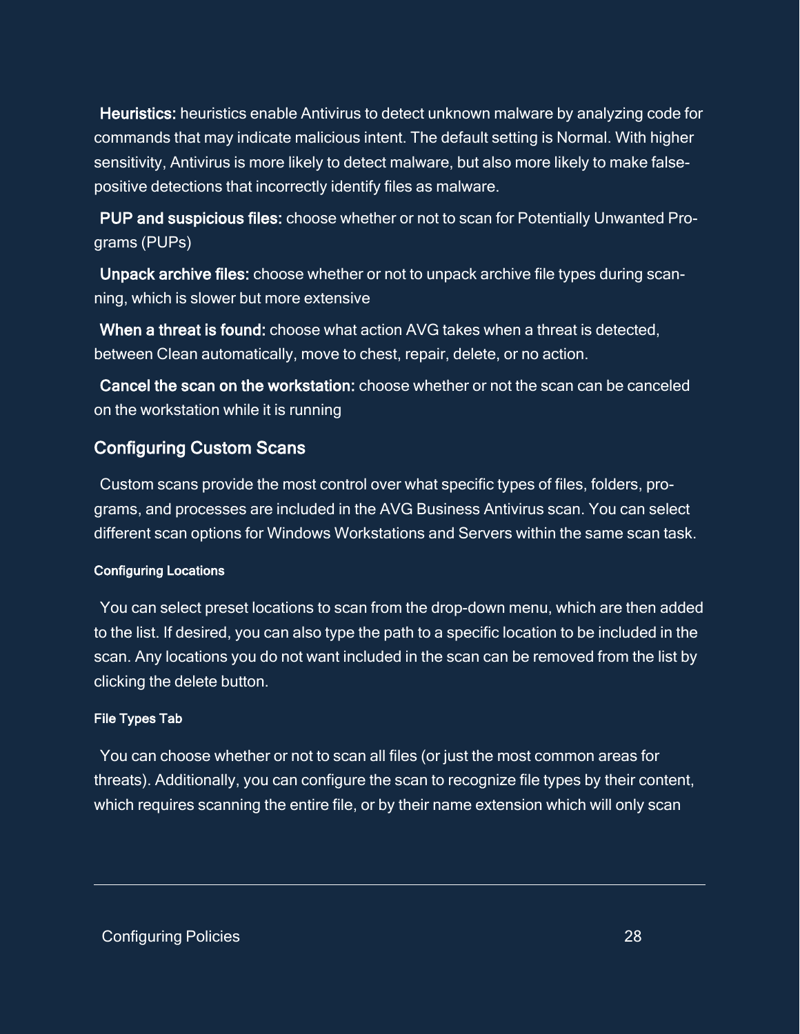**Heuristics:** heuristics enable Antivirus to detect unknown malware by analyzing code for commands that may indicate malicious intent. The default setting is Normal. With higher sensitivity, Antivirus is more likely to detect malware, but also more likely to make false-positive detections that incorrectly identify files as malware.

**PUP and suspicious files:** choose whether or not to scan for Potentially Unwanted Programs (PUPs)

**Unpack archive files:** choose whether or not to unpack archive file types during scanning, which is slower but more extensive

**When a threat is found:** choose what action AVG takes when a threat is detected, between Clean automatically, move to chest, repair, delete, or no action.

**Cancel the scan on the workstation:** choose whether or not the scan can be canceled on the workstation while it is running

## Configuring Custom Scans

Custom scans provide the most control over what specific types of files, folders, programs, and processes are included in the AVG Business Antivirus scan. You can select different scan options for Windows Workstations and Servers within the same scan task.

#### Configuring Locations

You can select preset locations to scan from the drop-down menu, which are then added to the list. If desired, you can also type the path to a specific location to be included in the scan. Any locations you do not want included in the scan can be removed from the list by clicking the delete button.

#### File Types Tab

You can choose whether or not to scan all files (or just the most common areas for threats). Additionally, you can configure the scan to recognize file types by their content, which requires scanning the entire file, or by their name extension which will only scan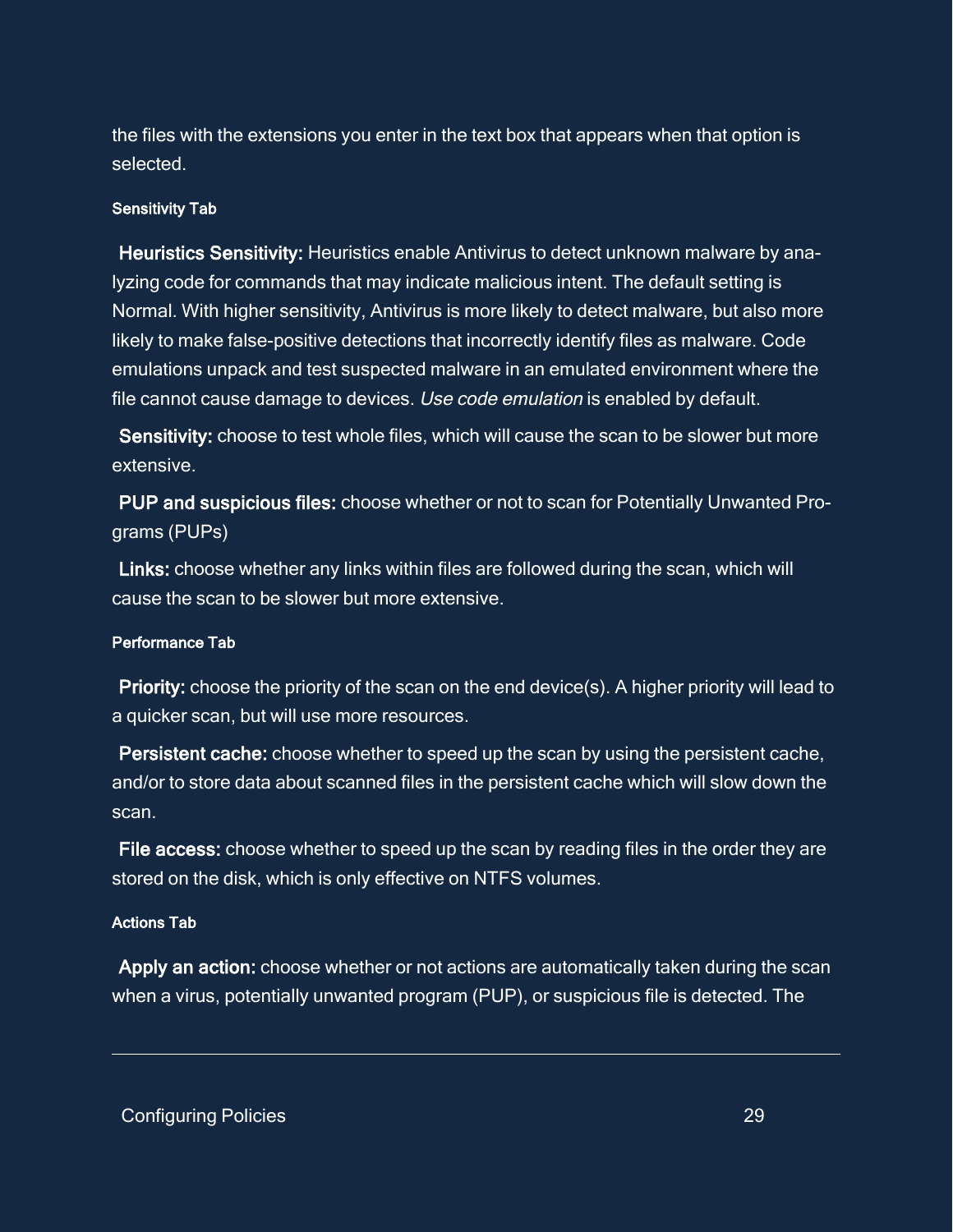the files with the extensions you enter in the text box that appears when that option is selected.

#### Sensitivity Tab

**Heuristics Sensitivity:** Heuristics enable Antivirus to detect unknown malware by analyzing code for commands that may indicate malicious intent. The default setting is Normal. With higher sensitivity, Antivirus is more likely to detect malware, but also more likely to make false-positive detections that incorrectly identify files as malware. Code emulations unpack and test suspected malware in an emulated environment where the file cannot cause damage to devices. *Use code emulation* is enabled by default.

**Sensitivity:** choose to test whole files, which will cause the scan to be slower but more extensive.

**PUP and suspicious files:** choose whether or not to scan for Potentially Unwanted Programs (PUPs)

**Links:** choose whether any links within files are followed during the scan, which will cause the scan to be slower but more extensive.

#### Performance Tab

**Priority:** choose the priority of the scan on the end device(s). A higher priority will lead to a quicker scan, but will use more resources.

**Persistent cache:** choose whether to speed up the scan by using the persistent cache, and/or to store data about scanned files in the persistent cache which will slow down the scan.

**File access:** choose whether to speed up the scan by reading files in the order they are stored on the disk, which is only effective on NTFS volumes.

#### Actions Tab

**Apply an action:** choose whether or not actions are automatically taken during the scan when a virus, potentially unwanted program (PUP), or suspicious file is detected. The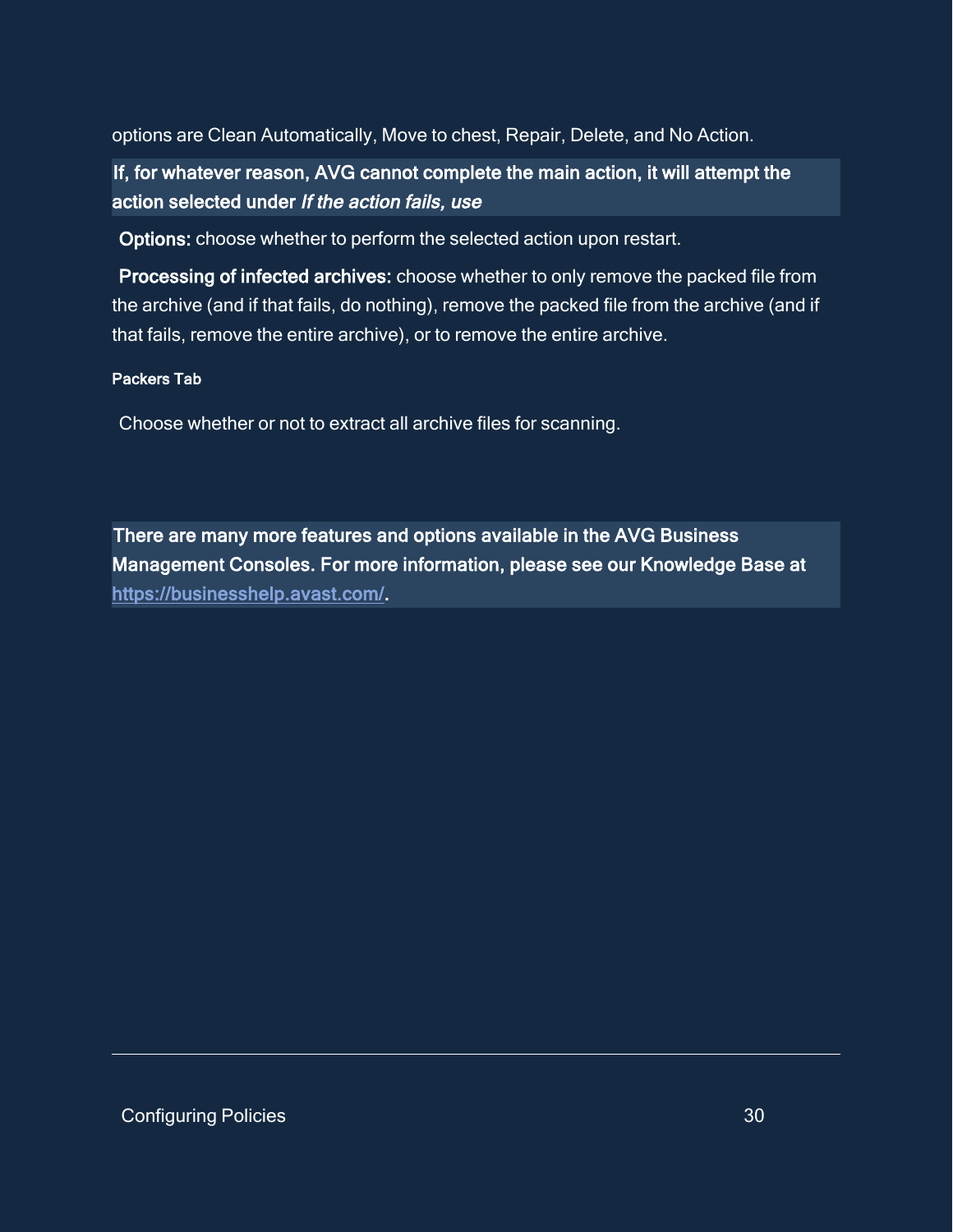options are Clean Automatically, Move to chest, Repair, Delete, and No Action.

**If, for whatever reason, AVG cannot complete the main action, it will attempt the action selected under *If the action fails, use***

**Options:** choose whether to perform the selected action upon restart.

**Processing of infected archives:** choose whether to only remove the packed file from the archive (and if that fails, do nothing), remove the packed file from the archive (and if that fails, remove the entire archive), or to remove the entire archive.

#### Packers Tab

Choose whether or not to extract all archive files for scanning.

**There are many more features and options available in the AVG Business Management Consoles. For more information, please see our Knowledge Base at [https://businesshelp.avast.com/](https://businesshelp.avast.com/).**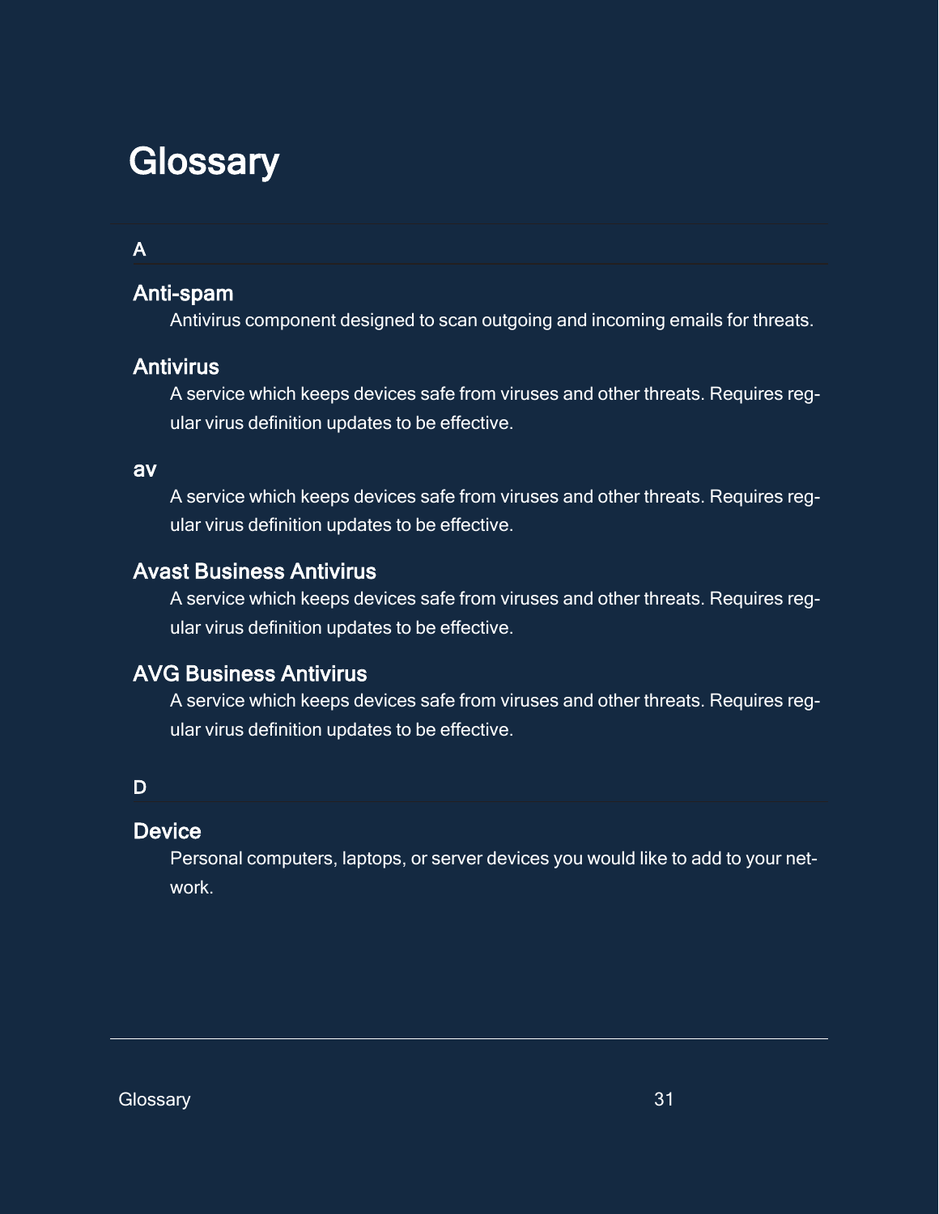# Glossary

## A

### Anti-spam

Antivirus component designed to scan outgoing and incoming emails for threats.

### Antivirus

A service which keeps devices safe from viruses and other threats. Requires regular virus definition updates to be effective.

### av

A service which keeps devices safe from viruses and other threats. Requires regular virus definition updates to be effective.

### Avast Business Antivirus

A service which keeps devices safe from viruses and other threats. Requires regular virus definition updates to be effective.

### AVG Business Antivirus

A service which keeps devices safe from viruses and other threats. Requires regular virus definition updates to be effective.

## D

### Device

Personal computers, laptops, or server devices you would like to add to your network.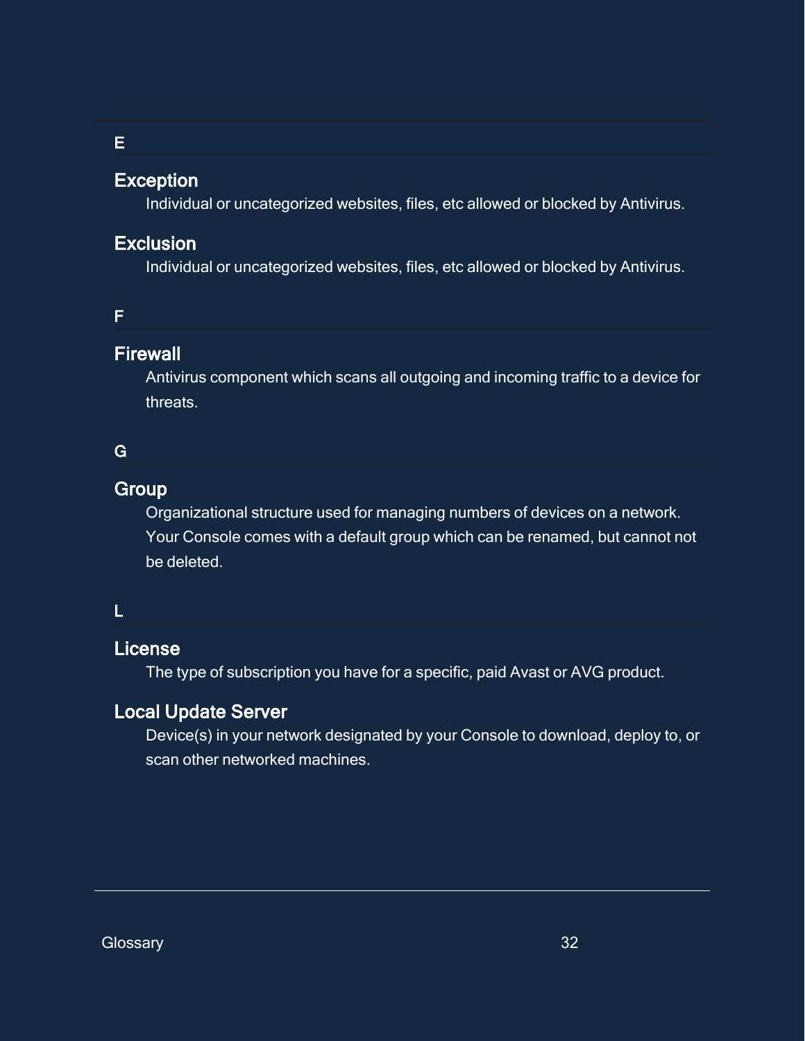## E

### Exception

Individual or uncategorized websites, files, etc allowed or blocked by Antivirus.

### Exclusion

Individual or uncategorized websites, files, etc allowed or blocked by Antivirus.

## F

### Firewall

Antivirus component which scans all outgoing and incoming traffic to a device for threats.

## G

### Group

Organizational structure used for managing numbers of devices on a network. Your Console comes with a default group which can be renamed, but cannot not be deleted.

## L

### License

The type of subscription you have for a specific, paid Avast or AVG product.

### Local Update Server

Device(s) in your network designated by your Console to download, deploy to, or scan other networked machines.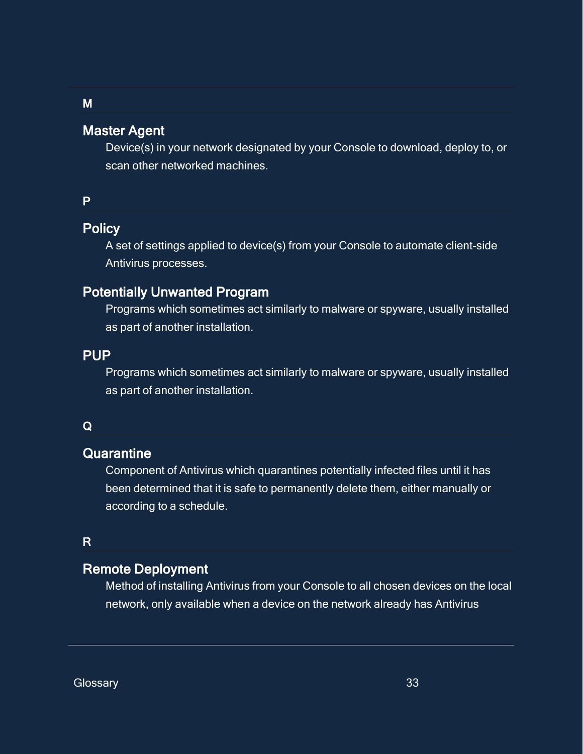## M

### Master Agent

Device(s) in your network designated by your Console to download, deploy to, or scan other networked machines.

## P

### Policy

A set of settings applied to device(s) from your Console to automate client-side Antivirus processes.

### Potentially Unwanted Program

Programs which sometimes act similarly to malware or spyware, usually installed as part of another installation.

### PUP

Programs which sometimes act similarly to malware or spyware, usually installed as part of another installation.

## Q

### Quarantine

Component of Antivirus which quarantines potentially infected files until it has been determined that it is safe to permanently delete them, either manually or according to a schedule.

## R

### Remote Deployment

Method of installing Antivirus from your Console to all chosen devices on the local network, only available when a device on the network already has Antivirus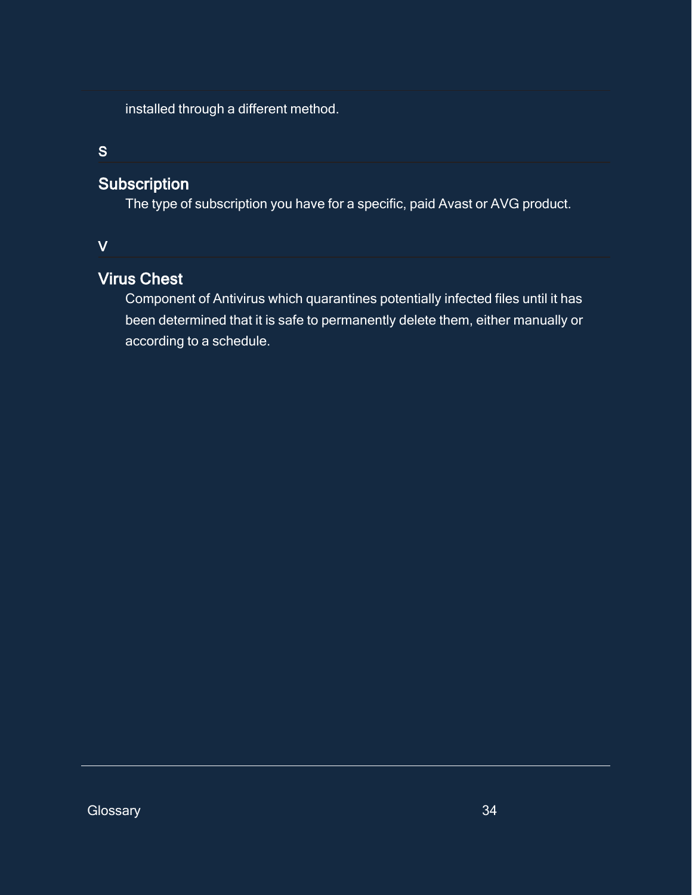installed through a different method.

## S

### Subscription

The type of subscription you have for a specific, paid Avast or AVG product.

## V

### Virus Chest

Component of Antivirus which quarantines potentially infected files until it has been determined that it is safe to permanently delete them, either manually or according to a schedule.